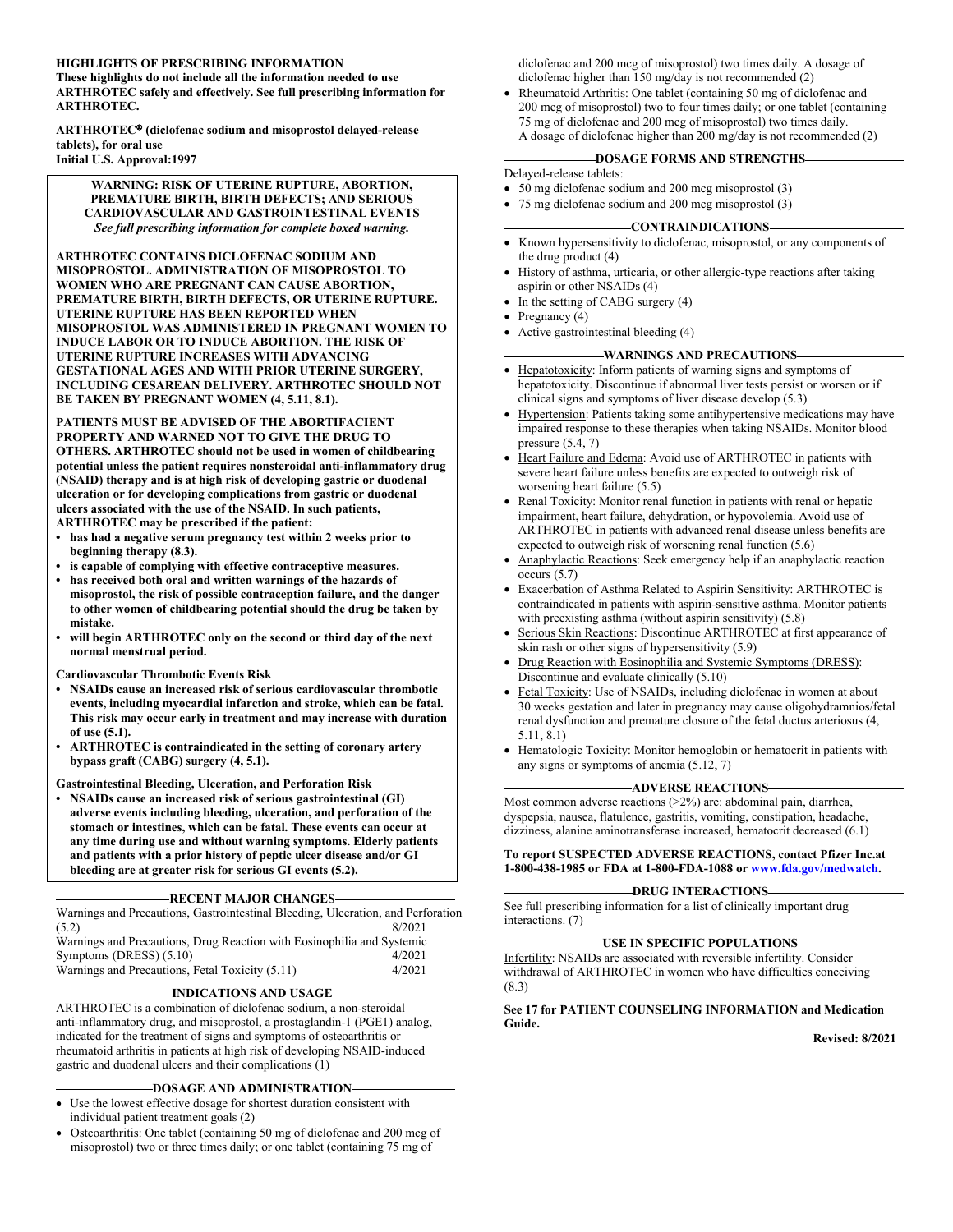**HIGHLIGHTS OF PRESCRIBING INFORMATION**
**These highlights do not include all the information needed to use ARTHROTEC safely and effectively. See full prescribing information for ARTHROTEC.**

**ARTHROTEC® (diclofenac sodium and misoprostol delayed-release tablets), for oral use**
**Initial U.S. Approval:1997**

**WARNING: RISK OF UTERINE RUPTURE, ABORTION, PREMATURE BIRTH, BIRTH DEFECTS; AND SERIOUS CARDIOVASCULAR AND GASTROINTESTINAL EVENTS**
***See full prescribing information for complete boxed warning.***

**ARTHROTEC CONTAINS DICLOFENAC SODIUM AND MISOPROSTOL. ADMINISTRATION OF MISOPROSTOL TO WOMEN WHO ARE PREGNANT CAN CAUSE ABORTION, PREMATURE BIRTH, BIRTH DEFECTS, OR UTERINE RUPTURE. UTERINE RUPTURE HAS BEEN REPORTED WHEN MISOPROSTOL WAS ADMINISTERED IN PREGNANT WOMEN TO INDUCE LABOR OR TO INDUCE ABORTION. THE RISK OF UTERINE RUPTURE INCREASES WITH ADVANCING GESTATIONAL AGES AND WITH PRIOR UTERINE SURGERY, INCLUDING CESAREAN DELIVERY. ARTHROTEC SHOULD NOT BE TAKEN BY PREGNANT WOMEN (4, 5.11, 8.1).**

**PATIENTS MUST BE ADVISED OF THE ABORTIFACIENT PROPERTY AND WARNED NOT TO GIVE THE DRUG TO OTHERS. ARTHROTEC should not be used in women of childbearing potential unless the patient requires nonsteroidal anti-inflammatory drug (NSAID) therapy and is at high risk of developing gastric or duodenal ulceration or for developing complications from gastric or duodenal ulcers associated with the use of the NSAID. In such patients, ARTHROTEC may be prescribed if the patient:**

- **has had a negative serum pregnancy test within 2 weeks prior to beginning therapy (8.3).**
- **is capable of complying with effective contraceptive measures.**
- **has received both oral and written warnings of the hazards of misoprostol, the risk of possible contraception failure, and the danger to other women of childbearing potential should the drug be taken by mistake.**
- **will begin ARTHROTEC only on the second or third day of the next normal menstrual period.**

**Cardiovascular Thrombotic Events Risk**

- **NSAIDs cause an increased risk of serious cardiovascular thrombotic events, including myocardial infarction and stroke, which can be fatal. This risk may occur early in treatment and may increase with duration of use (5.1).**
- **ARTHROTEC is contraindicated in the setting of coronary artery bypass graft (CABG) surgery (4, 5.1).**

**Gastrointestinal Bleeding, Ulceration, and Perforation Risk**

- **NSAIDs cause an increased risk of serious gastrointestinal (GI) adverse events including bleeding, ulceration, and perforation of the stomach or intestines, which can be fatal. These events can occur at any time during use and without warning symptoms. Elderly patients and patients with a prior history of peptic ulcer disease and/or GI bleeding are at greater risk for serious GI events (5.2).**

**RECENT MAJOR CHANGES**

| | |
|---|---|
| Warnings and Precautions, Gastrointestinal Bleeding, Ulceration, and Perforation (5.2) | 8/2021 |
| Warnings and Precautions, Drug Reaction with Eosinophilia and Systemic Symptoms (DRESS) (5.10) | 4/2021 |
| Warnings and Precautions, Fetal Toxicity (5.11) | 4/2021 |

**INDICATIONS AND USAGE**

ARTHROTEC is a combination of diclofenac sodium, a non-steroidal anti-inflammatory drug, and misoprostol, a prostaglandin-1 (PGE1) analog, indicated for the treatment of signs and symptoms of osteoarthritis or rheumatoid arthritis in patients at high risk of developing NSAID-induced gastric and duodenal ulcers and their complications (1)

**DOSAGE AND ADMINISTRATION**

- Use the lowest effective dosage for shortest duration consistent with individual patient treatment goals (2)
- Osteoarthritis: One tablet (containing 50 mg of diclofenac and 200 mcg of misoprostol) two or three times daily; or one tablet (containing 75 mg of diclofenac and 200 mcg of misoprostol) two times daily. A dosage of diclofenac higher than 150 mg/day is not recommended (2)
- Rheumatoid Arthritis: One tablet (containing 50 mg of diclofenac and 200 mcg of misoprostol) two to four times daily; or one tablet (containing 75 mg of diclofenac and 200 mcg of misoprostol) two times daily. A dosage of diclofenac higher than 200 mg/day is not recommended (2)

**DOSAGE FORMS AND STRENGTHS**

Delayed-release tablets:

- 50 mg diclofenac sodium and 200 mcg misoprostol (3)
- 75 mg diclofenac sodium and 200 mcg misoprostol (3)

**CONTRAINDICATIONS**

- Known hypersensitivity to diclofenac, misoprostol, or any components of the drug product (4)
- History of asthma, urticaria, or other allergic-type reactions after taking aspirin or other NSAIDs (4)
- In the setting of CABG surgery (4)
- Pregnancy (4)
- Active gastrointestinal bleeding (4)

**WARNINGS AND PRECAUTIONS**

- Hepatotoxicity: Inform patients of warning signs and symptoms of hepatotoxicity. Discontinue if abnormal liver tests persist or worsen or if clinical signs and symptoms of liver disease develop (5.3)
- Hypertension: Patients taking some antihypertensive medications may have impaired response to these therapies when taking NSAIDs. Monitor blood pressure (5.4, 7)
- Heart Failure and Edema: Avoid use of ARTHROTEC in patients with severe heart failure unless benefits are expected to outweigh risk of worsening heart failure (5.5)
- Renal Toxicity: Monitor renal function in patients with renal or hepatic impairment, heart failure, dehydration, or hypovolemia. Avoid use of ARTHROTEC in patients with advanced renal disease unless benefits are expected to outweigh risk of worsening renal function (5.6)
- Anaphylactic Reactions: Seek emergency help if an anaphylactic reaction occurs (5.7)
- Exacerbation of Asthma Related to Aspirin Sensitivity: ARTHROTEC is contraindicated in patients with aspirin-sensitive asthma. Monitor patients with preexisting asthma (without aspirin sensitivity) (5.8)
- Serious Skin Reactions: Discontinue ARTHROTEC at first appearance of skin rash or other signs of hypersensitivity (5.9)
- Drug Reaction with Eosinophilia and Systemic Symptoms (DRESS): Discontinue and evaluate clinically (5.10)
- Fetal Toxicity: Use of NSAIDs, including diclofenac in women at about 30 weeks gestation and later in pregnancy may cause oligohydramnios/fetal renal dysfunction and premature closure of the fetal ductus arteriosus (4, 5.11, 8.1)
- Hematologic Toxicity: Monitor hemoglobin or hematocrit in patients with any signs or symptoms of anemia (5.12, 7)

**ADVERSE REACTIONS**

Most common adverse reactions (>2%) are: abdominal pain, diarrhea, dyspepsia, nausea, flatulence, gastritis, vomiting, constipation, headache, dizziness, alanine aminotransferase increased, hematocrit decreased (6.1)

**To report SUSPECTED ADVERSE REACTIONS, contact Pfizer Inc.at 1-800-438-1985 or FDA at 1-800-FDA-1088 or www.fda.gov/medwatch.**

**DRUG INTERACTIONS**

See full prescribing information for a list of clinically important drug interactions. (7)

**USE IN SPECIFIC POPULATIONS**

Infertility: NSAIDs are associated with reversible infertility. Consider withdrawal of ARTHROTEC in women who have difficulties conceiving (8.3)

**See 17 for PATIENT COUNSELING INFORMATION and Medication Guide.**

**Revised: 8/2021**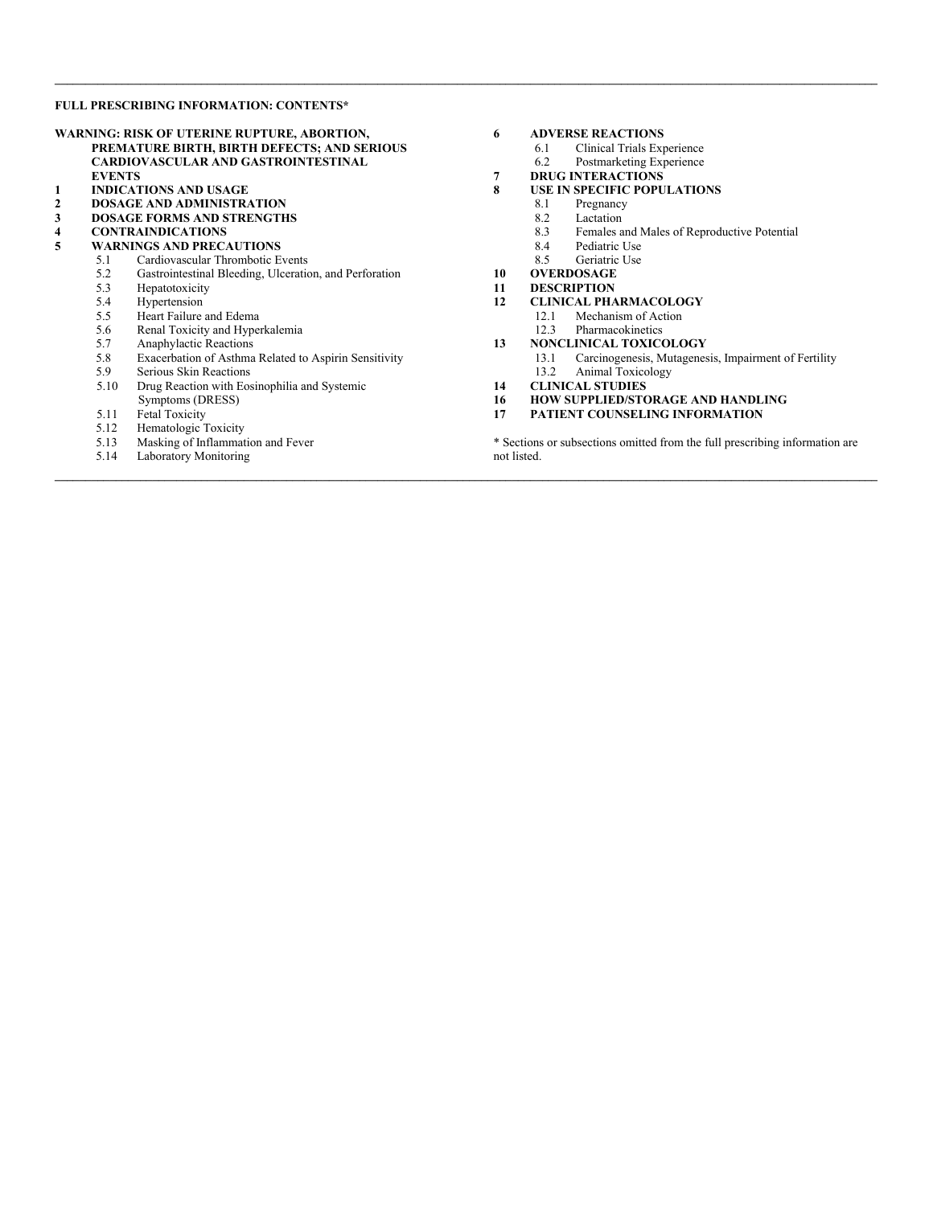**FULL PRESCRIBING INFORMATION: CONTENTS***

**WARNING: RISK OF UTERINE RUPTURE, ABORTION, PREMATURE BIRTH, BIRTH DEFECTS; AND SERIOUS CARDIOVASCULAR AND GASTROINTESTINAL EVENTS**

**1 INDICATIONS AND USAGE**

**2 DOSAGE AND ADMINISTRATION**

**3 DOSAGE FORMS AND STRENGTHS**

**4 CONTRAINDICATIONS**

**5 WARNINGS AND PRECAUTIONS**

- 5.1 Cardiovascular Thrombotic Events
- 5.2 Gastrointestinal Bleeding, Ulceration, and Perforation
- 5.3 Hepatotoxicity
- 5.4 Hypertension
- 5.5 Heart Failure and Edema
- 5.6 Renal Toxicity and Hyperkalemia
- 5.7 Anaphylactic Reactions
- 5.8 Exacerbation of Asthma Related to Aspirin Sensitivity
- 5.9 Serious Skin Reactions
- 5.10 Drug Reaction with Eosinophilia and Systemic Symptoms (DRESS)
- 5.11 Fetal Toxicity
- 5.12 Hematologic Toxicity
- 5.13 Masking of Inflammation and Fever
- 5.14 Laboratory Monitoring

**6 ADVERSE REACTIONS**

- 6.1 Clinical Trials Experience
- 6.2 Postmarketing Experience

**7 DRUG INTERACTIONS**

**8 USE IN SPECIFIC POPULATIONS**

- 8.1 Pregnancy
- 8.2 Lactation
- 8.3 Females and Males of Reproductive Potential
- 8.4 Pediatric Use
- 8.5 Geriatric Use

**10 OVERDOSAGE**

**11 DESCRIPTION**

**12 CLINICAL PHARMACOLOGY**

- 12.1 Mechanism of Action
- 12.3 Pharmacokinetics

**13 NONCLINICAL TOXICOLOGY**

- 13.1 Carcinogenesis, Mutagenesis, Impairment of Fertility
- 13.2 Animal Toxicology

**14 CLINICAL STUDIES**

**16 HOW SUPPLIED/STORAGE AND HANDLING**

**17 PATIENT COUNSELING INFORMATION**

* Sections or subsections omitted from the full prescribing information are not listed.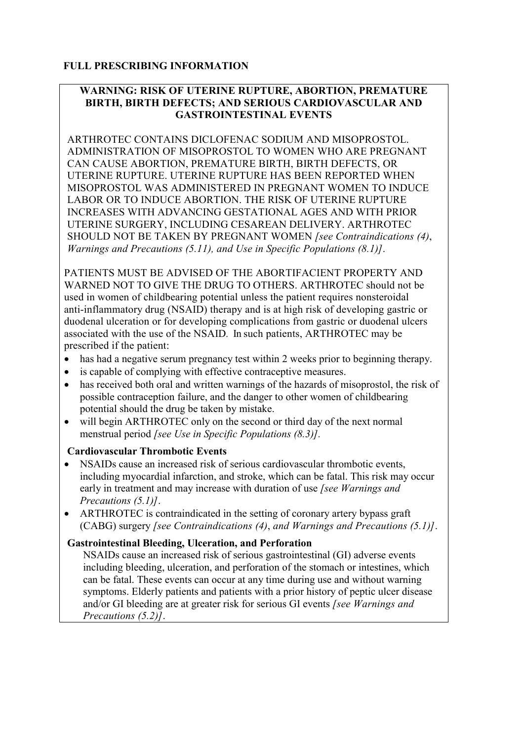# FULL PRESCRIBING INFORMATION

## WARNING: RISK OF UTERINE RUPTURE, ABORTION, PREMATURE BIRTH, BIRTH DEFECTS; AND SERIOUS CARDIOVASCULAR AND GASTROINTESTINAL EVENTS

ARTHROTEC CONTAINS DICLOFENAC SODIUM AND MISOPROSTOL. ADMINISTRATION OF MISOPROSTOL TO WOMEN WHO ARE PREGNANT CAN CAUSE ABORTION, PREMATURE BIRTH, BIRTH DEFECTS, OR UTERINE RUPTURE. UTERINE RUPTURE HAS BEEN REPORTED WHEN MISOPROSTOL WAS ADMINISTERED IN PREGNANT WOMEN TO INDUCE LABOR OR TO INDUCE ABORTION. THE RISK OF UTERINE RUPTURE INCREASES WITH ADVANCING GESTATIONAL AGES AND WITH PRIOR UTERINE SURGERY, INCLUDING CESAREAN DELIVERY. ARTHROTEC SHOULD NOT BE TAKEN BY PREGNANT WOMEN *[see Contraindications (4), Warnings and Precautions (5.11), and Use in Specific Populations (8.1)]*.

PATIENTS MUST BE ADVISED OF THE ABORTIFACIENT PROPERTY AND WARNED NOT TO GIVE THE DRUG TO OTHERS. ARTHROTEC should not be used in women of childbearing potential unless the patient requires nonsteroidal anti-inflammatory drug (NSAID) therapy and is at high risk of developing gastric or duodenal ulceration or for developing complications from gastric or duodenal ulcers associated with the use of the NSAID. In such patients, ARTHROTEC may be prescribed if the patient:

- has had a negative serum pregnancy test within 2 weeks prior to beginning therapy.
- is capable of complying with effective contraceptive measures.
- has received both oral and written warnings of the hazards of misoprostol, the risk of possible contraception failure, and the danger to other women of childbearing potential should the drug be taken by mistake.
- will begin ARTHROTEC only on the second or third day of the next normal menstrual period *[see Use in Specific Populations (8.3)]*.

**Cardiovascular Thrombotic Events**

- NSAIDs cause an increased risk of serious cardiovascular thrombotic events, including myocardial infarction, and stroke, which can be fatal. This risk may occur early in treatment and may increase with duration of use *[see Warnings and Precautions (5.1)]*.
- ARTHROTEC is contraindicated in the setting of coronary artery bypass graft (CABG) surgery *[see Contraindications (4), and Warnings and Precautions (5.1)]*.

**Gastrointestinal Bleeding, Ulceration, and Perforation**

NSAIDs cause an increased risk of serious gastrointestinal (GI) adverse events including bleeding, ulceration, and perforation of the stomach or intestines, which can be fatal. These events can occur at any time during use and without warning symptoms. Elderly patients and patients with a prior history of peptic ulcer disease and/or GI bleeding are at greater risk for serious GI events *[see Warnings and Precautions (5.2)]*.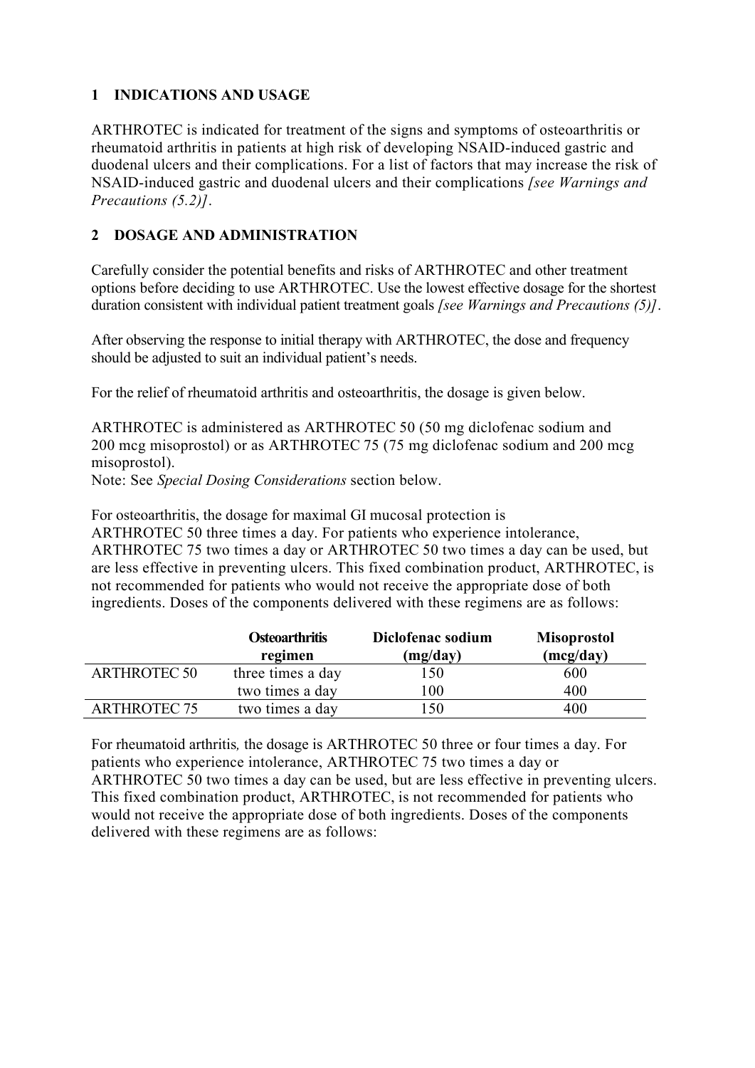## 1 INDICATIONS AND USAGE

ARTHROTEC is indicated for treatment of the signs and symptoms of osteoarthritis or rheumatoid arthritis in patients at high risk of developing NSAID-induced gastric and duodenal ulcers and their complications. For a list of factors that may increase the risk of NSAID-induced gastric and duodenal ulcers and their complications *[see Warnings and Precautions (5.2)]*.

## 2 DOSAGE AND ADMINISTRATION

Carefully consider the potential benefits and risks of ARTHROTEC and other treatment options before deciding to use ARTHROTEC. Use the lowest effective dosage for the shortest duration consistent with individual patient treatment goals *[see Warnings and Precautions (5)]*.

After observing the response to initial therapy with ARTHROTEC, the dose and frequency should be adjusted to suit an individual patient's needs.

For the relief of rheumatoid arthritis and osteoarthritis, the dosage is given below.

ARTHROTEC is administered as ARTHROTEC 50 (50 mg diclofenac sodium and 200 mcg misoprostol) or as ARTHROTEC 75 (75 mg diclofenac sodium and 200 mcg misoprostol).
Note: See *Special Dosing Considerations* section below.

For osteoarthritis, the dosage for maximal GI mucosal protection is ARTHROTEC 50 three times a day. For patients who experience intolerance, ARTHROTEC 75 two times a day or ARTHROTEC 50 two times a day can be used, but are less effective in preventing ulcers. This fixed combination product, ARTHROTEC, is not recommended for patients who would not receive the appropriate dose of both ingredients. Doses of the components delivered with these regimens are as follows:

| | Osteoarthritis regimen | Diclofenac sodium (mg/day) | Misoprostol (mcg/day) |
|---|---|---|---|
| ARTHROTEC 50 | three times a day | 150 | 600 |
| | two times a day | 100 | 400 |
| ARTHROTEC 75 | two times a day | 150 | 400 |

For rheumatoid arthritis*,* the dosage is ARTHROTEC 50 three or four times a day. For patients who experience intolerance, ARTHROTEC 75 two times a day or ARTHROTEC 50 two times a day can be used, but are less effective in preventing ulcers. This fixed combination product, ARTHROTEC, is not recommended for patients who would not receive the appropriate dose of both ingredients. Doses of the components delivered with these regimens are as follows: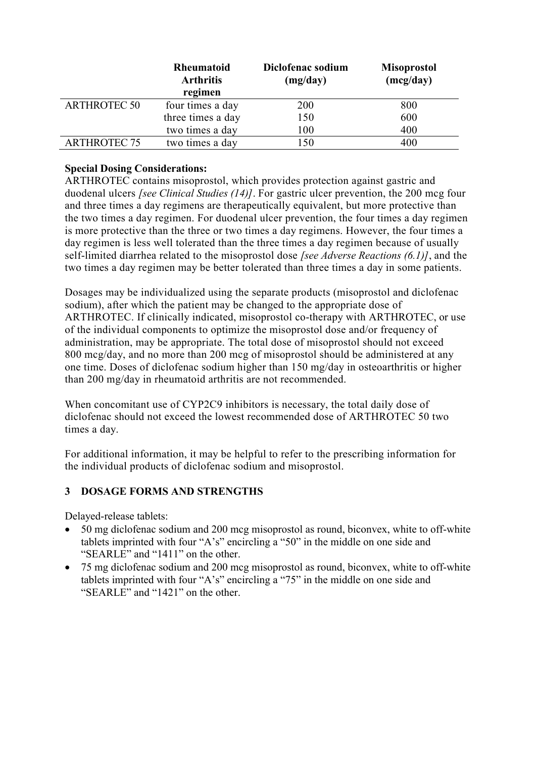| | Rheumatoid Arthritis regimen | Diclofenac sodium (mg/day) | Misoprostol (mcg/day) |
|---|---|---|---|
| ARTHROTEC 50 | four times a day | 200 | 800 |
| | three times a day | 150 | 600 |
| | two times a day | 100 | 400 |
| ARTHROTEC 75 | two times a day | 150 | 400 |

**Special Dosing Considerations:**
ARTHROTEC contains misoprostol, which provides protection against gastric and duodenal ulcers *[see Clinical Studies (14)]*. For gastric ulcer prevention, the 200 mcg four and three times a day regimens are therapeutically equivalent, but more protective than the two times a day regimen. For duodenal ulcer prevention, the four times a day regimen is more protective than the three or two times a day regimens. However, the four times a day regimen is less well tolerated than the three times a day regimen because of usually self-limited diarrhea related to the misoprostol dose *[see Adverse Reactions (6.1)]*, and the two times a day regimen may be better tolerated than three times a day in some patients.

Dosages may be individualized using the separate products (misoprostol and diclofenac sodium), after which the patient may be changed to the appropriate dose of ARTHROTEC. If clinically indicated, misoprostol co-therapy with ARTHROTEC, or use of the individual components to optimize the misoprostol dose and/or frequency of administration, may be appropriate. The total dose of misoprostol should not exceed 800 mcg/day, and no more than 200 mcg of misoprostol should be administered at any one time. Doses of diclofenac sodium higher than 150 mg/day in osteoarthritis or higher than 200 mg/day in rheumatoid arthritis are not recommended.

When concomitant use of CYP2C9 inhibitors is necessary, the total daily dose of diclofenac should not exceed the lowest recommended dose of ARTHROTEC 50 two times a day.

For additional information, it may be helpful to refer to the prescribing information for the individual products of diclofenac sodium and misoprostol.

## 3 DOSAGE FORMS AND STRENGTHS

Delayed-release tablets:

- 50 mg diclofenac sodium and 200 mcg misoprostol as round, biconvex, white to off-white tablets imprinted with four "A's" encircling a "50" in the middle on one side and "SEARLE" and "1411" on the other.
- 75 mg diclofenac sodium and 200 mcg misoprostol as round, biconvex, white to off-white tablets imprinted with four "A's" encircling a "75" in the middle on one side and "SEARLE" and "1421" on the other.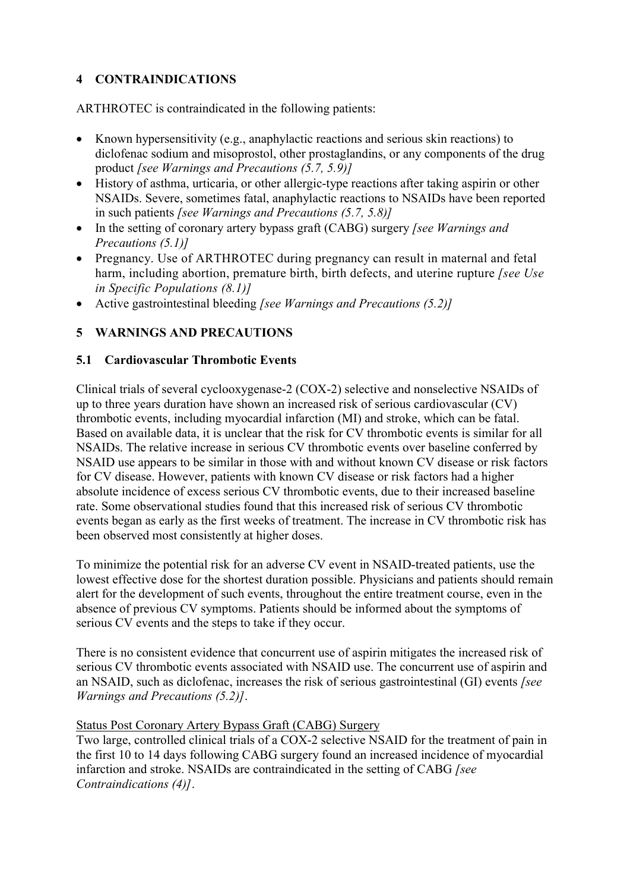## 4 CONTRAINDICATIONS

ARTHROTEC is contraindicated in the following patients:

- Known hypersensitivity (e.g., anaphylactic reactions and serious skin reactions) to diclofenac sodium and misoprostol, other prostaglandins, or any components of the drug product *[see Warnings and Precautions (5.7, 5.9)]*
- History of asthma, urticaria, or other allergic-type reactions after taking aspirin or other NSAIDs. Severe, sometimes fatal, anaphylactic reactions to NSAIDs have been reported in such patients *[see Warnings and Precautions (5.7, 5.8)]*
- In the setting of coronary artery bypass graft (CABG) surgery *[see Warnings and Precautions (5.1)]*
- Pregnancy. Use of ARTHROTEC during pregnancy can result in maternal and fetal harm, including abortion, premature birth, birth defects, and uterine rupture *[see Use in Specific Populations (8.1)]*
- Active gastrointestinal bleeding *[see Warnings and Precautions (5.2)]*

## 5 WARNINGS AND PRECAUTIONS

### 5.1 Cardiovascular Thrombotic Events

Clinical trials of several cyclooxygenase-2 (COX-2) selective and nonselective NSAIDs of up to three years duration have shown an increased risk of serious cardiovascular (CV) thrombotic events, including myocardial infarction (MI) and stroke, which can be fatal. Based on available data, it is unclear that the risk for CV thrombotic events is similar for all NSAIDs. The relative increase in serious CV thrombotic events over baseline conferred by NSAID use appears to be similar in those with and without known CV disease or risk factors for CV disease. However, patients with known CV disease or risk factors had a higher absolute incidence of excess serious CV thrombotic events, due to their increased baseline rate. Some observational studies found that this increased risk of serious CV thrombotic events began as early as the first weeks of treatment. The increase in CV thrombotic risk has been observed most consistently at higher doses.

To minimize the potential risk for an adverse CV event in NSAID-treated patients, use the lowest effective dose for the shortest duration possible. Physicians and patients should remain alert for the development of such events, throughout the entire treatment course, even in the absence of previous CV symptoms. Patients should be informed about the symptoms of serious CV events and the steps to take if they occur.

There is no consistent evidence that concurrent use of aspirin mitigates the increased risk of serious CV thrombotic events associated with NSAID use. The concurrent use of aspirin and an NSAID, such as diclofenac, increases the risk of serious gastrointestinal (GI) events *[see Warnings and Precautions (5.2)]*.

Status Post Coronary Artery Bypass Graft (CABG) Surgery

Two large, controlled clinical trials of a COX-2 selective NSAID for the treatment of pain in the first 10 to 14 days following CABG surgery found an increased incidence of myocardial infarction and stroke. NSAIDs are contraindicated in the setting of CABG *[see Contraindications (4)]*.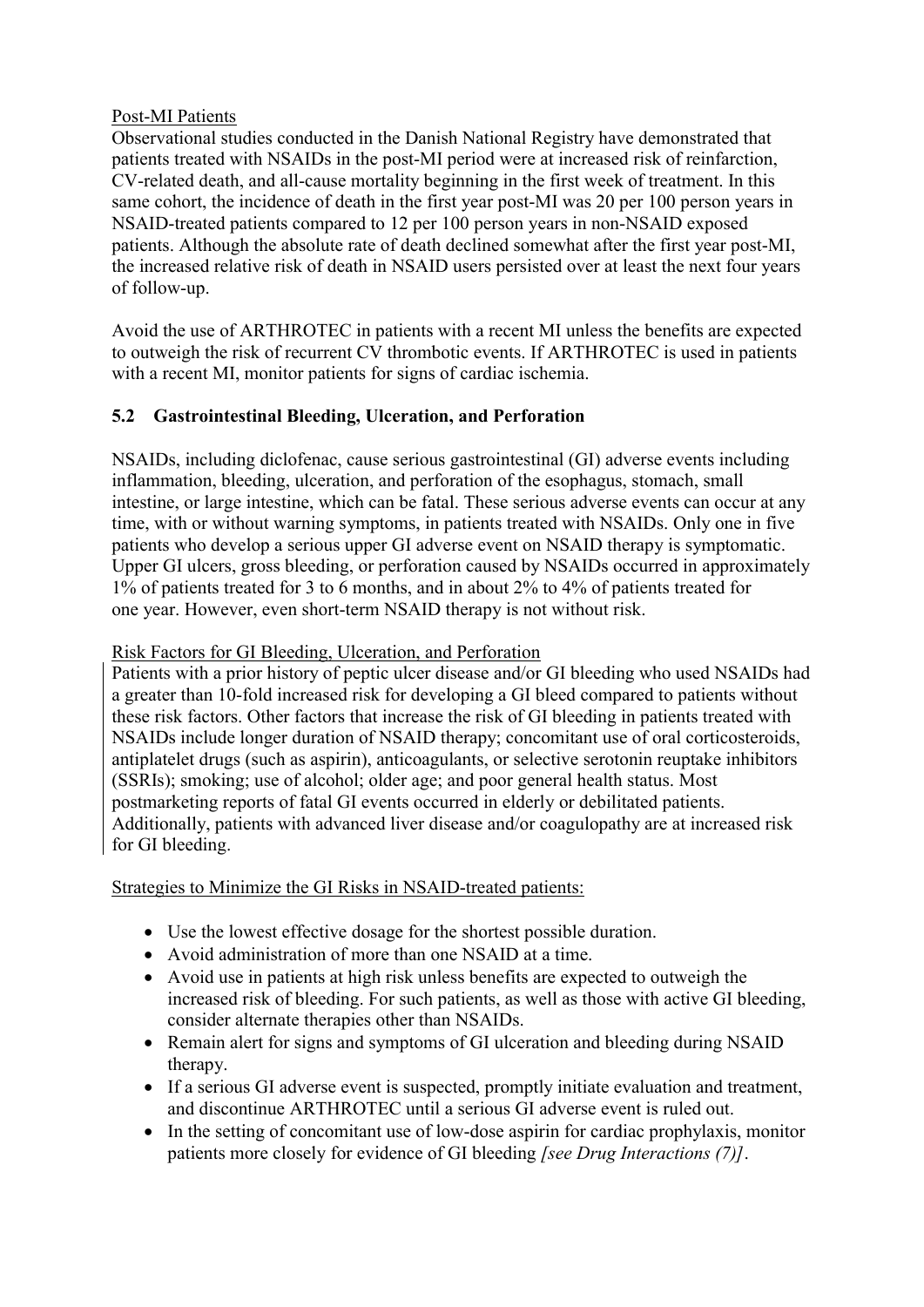Post-MI Patients

Observational studies conducted in the Danish National Registry have demonstrated that patients treated with NSAIDs in the post-MI period were at increased risk of reinfarction, CV-related death, and all-cause mortality beginning in the first week of treatment. In this same cohort, the incidence of death in the first year post-MI was 20 per 100 person years in NSAID-treated patients compared to 12 per 100 person years in non-NSAID exposed patients. Although the absolute rate of death declined somewhat after the first year post-MI, the increased relative risk of death in NSAID users persisted over at least the next four years of follow-up.

Avoid the use of ARTHROTEC in patients with a recent MI unless the benefits are expected to outweigh the risk of recurrent CV thrombotic events. If ARTHROTEC is used in patients with a recent MI, monitor patients for signs of cardiac ischemia.

### 5.2 Gastrointestinal Bleeding, Ulceration, and Perforation

NSAIDs, including diclofenac, cause serious gastrointestinal (GI) adverse events including inflammation, bleeding, ulceration, and perforation of the esophagus, stomach, small intestine, or large intestine, which can be fatal. These serious adverse events can occur at any time, with or without warning symptoms, in patients treated with NSAIDs. Only one in five patients who develop a serious upper GI adverse event on NSAID therapy is symptomatic. Upper GI ulcers, gross bleeding, or perforation caused by NSAIDs occurred in approximately 1% of patients treated for 3 to 6 months, and in about 2% to 4% of patients treated for one year. However, even short-term NSAID therapy is not without risk.

Risk Factors for GI Bleeding, Ulceration, and Perforation

Patients with a prior history of peptic ulcer disease and/or GI bleeding who used NSAIDs had a greater than 10-fold increased risk for developing a GI bleed compared to patients without these risk factors. Other factors that increase the risk of GI bleeding in patients treated with NSAIDs include longer duration of NSAID therapy; concomitant use of oral corticosteroids, antiplatelet drugs (such as aspirin), anticoagulants, or selective serotonin reuptake inhibitors (SSRIs); smoking; use of alcohol; older age; and poor general health status. Most postmarketing reports of fatal GI events occurred in elderly or debilitated patients. Additionally, patients with advanced liver disease and/or coagulopathy are at increased risk for GI bleeding.

Strategies to Minimize the GI Risks in NSAID-treated patients:

- Use the lowest effective dosage for the shortest possible duration.
- Avoid administration of more than one NSAID at a time.
- Avoid use in patients at high risk unless benefits are expected to outweigh the increased risk of bleeding. For such patients, as well as those with active GI bleeding, consider alternate therapies other than NSAIDs.
- Remain alert for signs and symptoms of GI ulceration and bleeding during NSAID therapy.
- If a serious GI adverse event is suspected, promptly initiate evaluation and treatment, and discontinue ARTHROTEC until a serious GI adverse event is ruled out.
- In the setting of concomitant use of low-dose aspirin for cardiac prophylaxis, monitor patients more closely for evidence of GI bleeding *[see Drug Interactions (7)]*.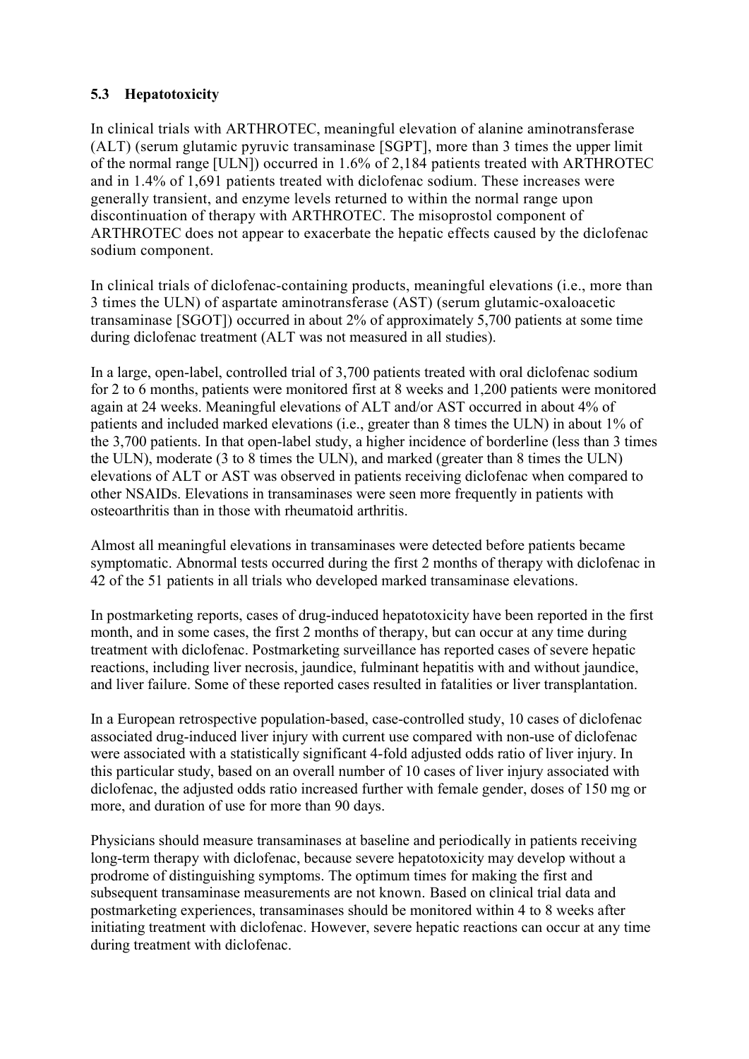### 5.3 Hepatotoxicity

In clinical trials with ARTHROTEC, meaningful elevation of alanine aminotransferase (ALT) (serum glutamic pyruvic transaminase [SGPT], more than 3 times the upper limit of the normal range [ULN]) occurred in 1.6% of 2,184 patients treated with ARTHROTEC and in 1.4% of 1,691 patients treated with diclofenac sodium. These increases were generally transient, and enzyme levels returned to within the normal range upon discontinuation of therapy with ARTHROTEC. The misoprostol component of ARTHROTEC does not appear to exacerbate the hepatic effects caused by the diclofenac sodium component.

In clinical trials of diclofenac-containing products, meaningful elevations (i.e., more than 3 times the ULN) of aspartate aminotransferase (AST) (serum glutamic-oxaloacetic transaminase [SGOT]) occurred in about 2% of approximately 5,700 patients at some time during diclofenac treatment (ALT was not measured in all studies).

In a large, open-label, controlled trial of 3,700 patients treated with oral diclofenac sodium for 2 to 6 months, patients were monitored first at 8 weeks and 1,200 patients were monitored again at 24 weeks. Meaningful elevations of ALT and/or AST occurred in about 4% of patients and included marked elevations (i.e., greater than 8 times the ULN) in about 1% of the 3,700 patients. In that open-label study, a higher incidence of borderline (less than 3 times the ULN), moderate (3 to 8 times the ULN), and marked (greater than 8 times the ULN) elevations of ALT or AST was observed in patients receiving diclofenac when compared to other NSAIDs. Elevations in transaminases were seen more frequently in patients with osteoarthritis than in those with rheumatoid arthritis.

Almost all meaningful elevations in transaminases were detected before patients became symptomatic. Abnormal tests occurred during the first 2 months of therapy with diclofenac in 42 of the 51 patients in all trials who developed marked transaminase elevations.

In postmarketing reports, cases of drug-induced hepatotoxicity have been reported in the first month, and in some cases, the first 2 months of therapy, but can occur at any time during treatment with diclofenac. Postmarketing surveillance has reported cases of severe hepatic reactions, including liver necrosis, jaundice, fulminant hepatitis with and without jaundice, and liver failure. Some of these reported cases resulted in fatalities or liver transplantation.

In a European retrospective population-based, case-controlled study, 10 cases of diclofenac associated drug-induced liver injury with current use compared with non-use of diclofenac were associated with a statistically significant 4-fold adjusted odds ratio of liver injury. In this particular study, based on an overall number of 10 cases of liver injury associated with diclofenac, the adjusted odds ratio increased further with female gender, doses of 150 mg or more, and duration of use for more than 90 days.

Physicians should measure transaminases at baseline and periodically in patients receiving long-term therapy with diclofenac, because severe hepatotoxicity may develop without a prodrome of distinguishing symptoms. The optimum times for making the first and subsequent transaminase measurements are not known. Based on clinical trial data and postmarketing experiences, transaminases should be monitored within 4 to 8 weeks after initiating treatment with diclofenac. However, severe hepatic reactions can occur at any time during treatment with diclofenac.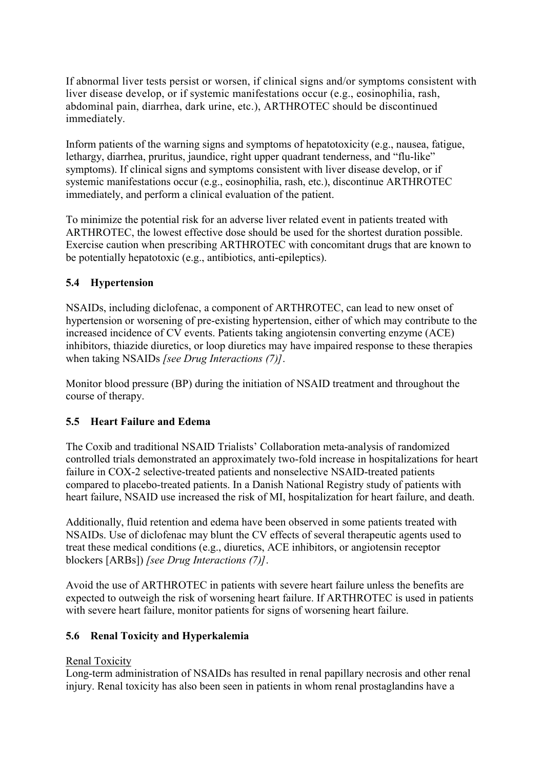If abnormal liver tests persist or worsen, if clinical signs and/or symptoms consistent with liver disease develop, or if systemic manifestations occur (e.g., eosinophilia, rash, abdominal pain, diarrhea, dark urine, etc.), ARTHROTEC should be discontinued immediately.

Inform patients of the warning signs and symptoms of hepatotoxicity (e.g., nausea, fatigue, lethargy, diarrhea, pruritus, jaundice, right upper quadrant tenderness, and "flu-like" symptoms). If clinical signs and symptoms consistent with liver disease develop, or if systemic manifestations occur (e.g., eosinophilia, rash, etc.), discontinue ARTHROTEC immediately, and perform a clinical evaluation of the patient.

To minimize the potential risk for an adverse liver related event in patients treated with ARTHROTEC, the lowest effective dose should be used for the shortest duration possible. Exercise caution when prescribing ARTHROTEC with concomitant drugs that are known to be potentially hepatotoxic (e.g., antibiotics, anti-epileptics).

### 5.4 Hypertension

NSAIDs, including diclofenac, a component of ARTHROTEC, can lead to new onset of hypertension or worsening of pre-existing hypertension, either of which may contribute to the increased incidence of CV events. Patients taking angiotensin converting enzyme (ACE) inhibitors, thiazide diuretics, or loop diuretics may have impaired response to these therapies when taking NSAIDs *[see Drug Interactions (7)]*.

Monitor blood pressure (BP) during the initiation of NSAID treatment and throughout the course of therapy.

### 5.5 Heart Failure and Edema

The Coxib and traditional NSAID Trialists' Collaboration meta-analysis of randomized controlled trials demonstrated an approximately two-fold increase in hospitalizations for heart failure in COX-2 selective-treated patients and nonselective NSAID-treated patients compared to placebo-treated patients. In a Danish National Registry study of patients with heart failure, NSAID use increased the risk of MI, hospitalization for heart failure, and death.

Additionally, fluid retention and edema have been observed in some patients treated with NSAIDs. Use of diclofenac may blunt the CV effects of several therapeutic agents used to treat these medical conditions (e.g., diuretics, ACE inhibitors, or angiotensin receptor blockers [ARBs]) *[see Drug Interactions (7)]*.

Avoid the use of ARTHROTEC in patients with severe heart failure unless the benefits are expected to outweigh the risk of worsening heart failure. If ARTHROTEC is used in patients with severe heart failure, monitor patients for signs of worsening heart failure.

### 5.6 Renal Toxicity and Hyperkalemia

Renal Toxicity

Long-term administration of NSAIDs has resulted in renal papillary necrosis and other renal injury. Renal toxicity has also been seen in patients in whom renal prostaglandins have a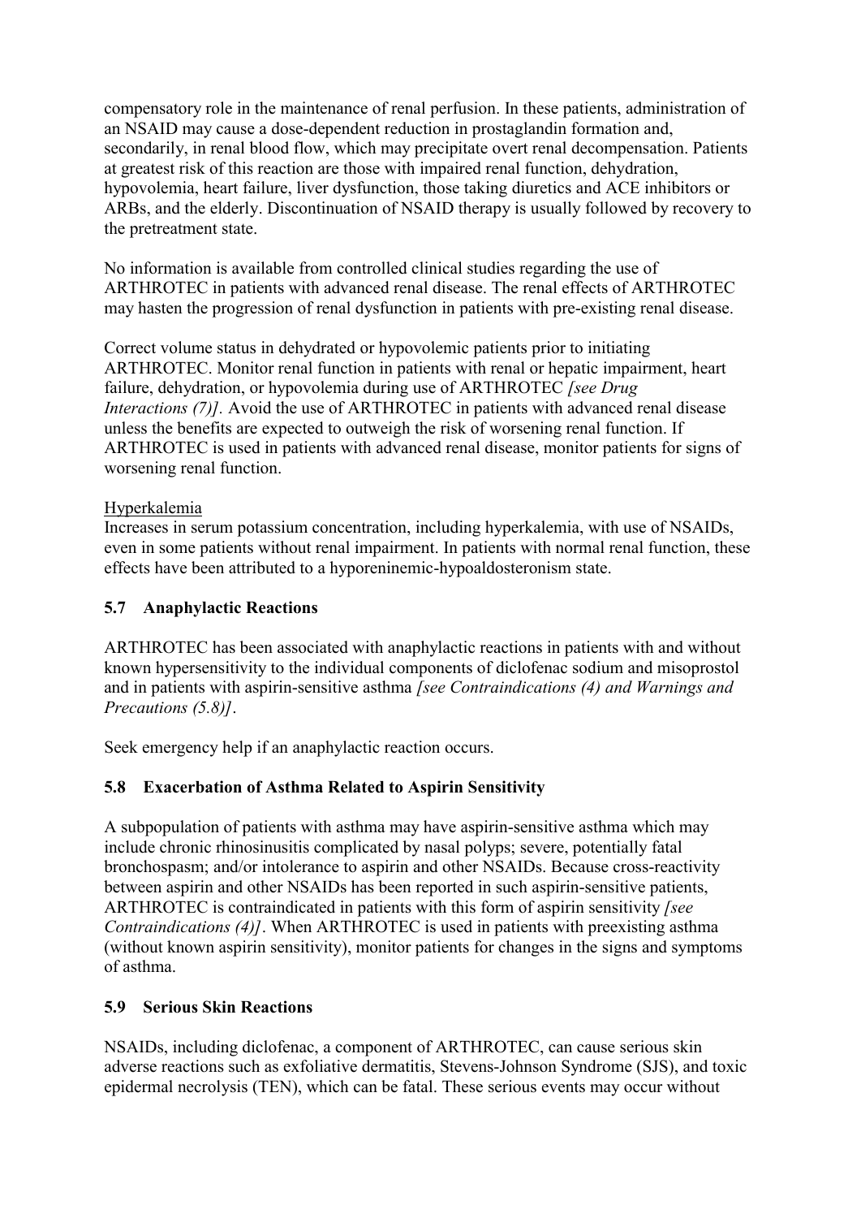compensatory role in the maintenance of renal perfusion. In these patients, administration of an NSAID may cause a dose-dependent reduction in prostaglandin formation and, secondarily, in renal blood flow, which may precipitate overt renal decompensation. Patients at greatest risk of this reaction are those with impaired renal function, dehydration, hypovolemia, heart failure, liver dysfunction, those taking diuretics and ACE inhibitors or ARBs, and the elderly. Discontinuation of NSAID therapy is usually followed by recovery to the pretreatment state.

No information is available from controlled clinical studies regarding the use of ARTHROTEC in patients with advanced renal disease. The renal effects of ARTHROTEC may hasten the progression of renal dysfunction in patients with pre-existing renal disease.

Correct volume status in dehydrated or hypovolemic patients prior to initiating ARTHROTEC. Monitor renal function in patients with renal or hepatic impairment, heart failure, dehydration, or hypovolemia during use of ARTHROTEC *[see Drug Interactions (7)].* Avoid the use of ARTHROTEC in patients with advanced renal disease unless the benefits are expected to outweigh the risk of worsening renal function. If ARTHROTEC is used in patients with advanced renal disease, monitor patients for signs of worsening renal function.

Hyperkalemia

Increases in serum potassium concentration, including hyperkalemia, with use of NSAIDs, even in some patients without renal impairment. In patients with normal renal function, these effects have been attributed to a hyporeninemic-hypoaldosteronism state.

### 5.7 Anaphylactic Reactions

ARTHROTEC has been associated with anaphylactic reactions in patients with and without known hypersensitivity to the individual components of diclofenac sodium and misoprostol and in patients with aspirin-sensitive asthma *[see Contraindications (4) and Warnings and Precautions (5.8)]*.

Seek emergency help if an anaphylactic reaction occurs.

### 5.8 Exacerbation of Asthma Related to Aspirin Sensitivity

A subpopulation of patients with asthma may have aspirin-sensitive asthma which may include chronic rhinosinusitis complicated by nasal polyps; severe, potentially fatal bronchospasm; and/or intolerance to aspirin and other NSAIDs. Because cross-reactivity between aspirin and other NSAIDs has been reported in such aspirin-sensitive patients, ARTHROTEC is contraindicated in patients with this form of aspirin sensitivity *[see Contraindications (4)]*. When ARTHROTEC is used in patients with preexisting asthma (without known aspirin sensitivity), monitor patients for changes in the signs and symptoms of asthma.

### 5.9 Serious Skin Reactions

NSAIDs, including diclofenac, a component of ARTHROTEC, can cause serious skin adverse reactions such as exfoliative dermatitis, Stevens-Johnson Syndrome (SJS), and toxic epidermal necrolysis (TEN), which can be fatal. These serious events may occur without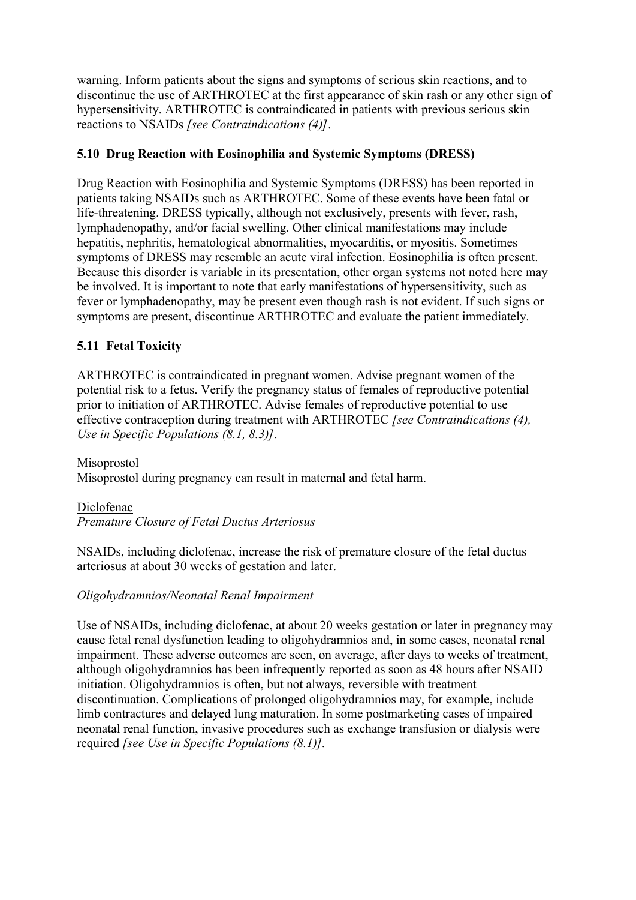warning. Inform patients about the signs and symptoms of serious skin reactions, and to discontinue the use of ARTHROTEC at the first appearance of skin rash or any other sign of hypersensitivity. ARTHROTEC is contraindicated in patients with previous serious skin reactions to NSAIDs *[see Contraindications (4)]*.

### 5.10 Drug Reaction with Eosinophilia and Systemic Symptoms (DRESS)

Drug Reaction with Eosinophilia and Systemic Symptoms (DRESS) has been reported in patients taking NSAIDs such as ARTHROTEC. Some of these events have been fatal or life-threatening. DRESS typically, although not exclusively, presents with fever, rash, lymphadenopathy, and/or facial swelling. Other clinical manifestations may include hepatitis, nephritis, hematological abnormalities, myocarditis, or myositis. Sometimes symptoms of DRESS may resemble an acute viral infection. Eosinophilia is often present. Because this disorder is variable in its presentation, other organ systems not noted here may be involved. It is important to note that early manifestations of hypersensitivity, such as fever or lymphadenopathy, may be present even though rash is not evident. If such signs or symptoms are present, discontinue ARTHROTEC and evaluate the patient immediately.

### 5.11 Fetal Toxicity

ARTHROTEC is contraindicated in pregnant women. Advise pregnant women of the potential risk to a fetus. Verify the pregnancy status of females of reproductive potential prior to initiation of ARTHROTEC. Advise females of reproductive potential to use effective contraception during treatment with ARTHROTEC *[see Contraindications (4), Use in Specific Populations (8.1, 8.3)]*.

<u>Misoprostol</u>
Misoprostol during pregnancy can result in maternal and fetal harm.

<u>Diclofenac</u>
*Premature Closure of Fetal Ductus Arteriosus*

NSAIDs, including diclofenac, increase the risk of premature closure of the fetal ductus arteriosus at about 30 weeks of gestation and later.

*Oligohydramnios/Neonatal Renal Impairment*

Use of NSAIDs, including diclofenac, at about 20 weeks gestation or later in pregnancy may cause fetal renal dysfunction leading to oligohydramnios and, in some cases, neonatal renal impairment. These adverse outcomes are seen, on average, after days to weeks of treatment, although oligohydramnios has been infrequently reported as soon as 48 hours after NSAID initiation. Oligohydramnios is often, but not always, reversible with treatment discontinuation. Complications of prolonged oligohydramnios may, for example, include limb contractures and delayed lung maturation. In some postmarketing cases of impaired neonatal renal function, invasive procedures such as exchange transfusion or dialysis were required *[see Use in Specific Populations (8.1)]*.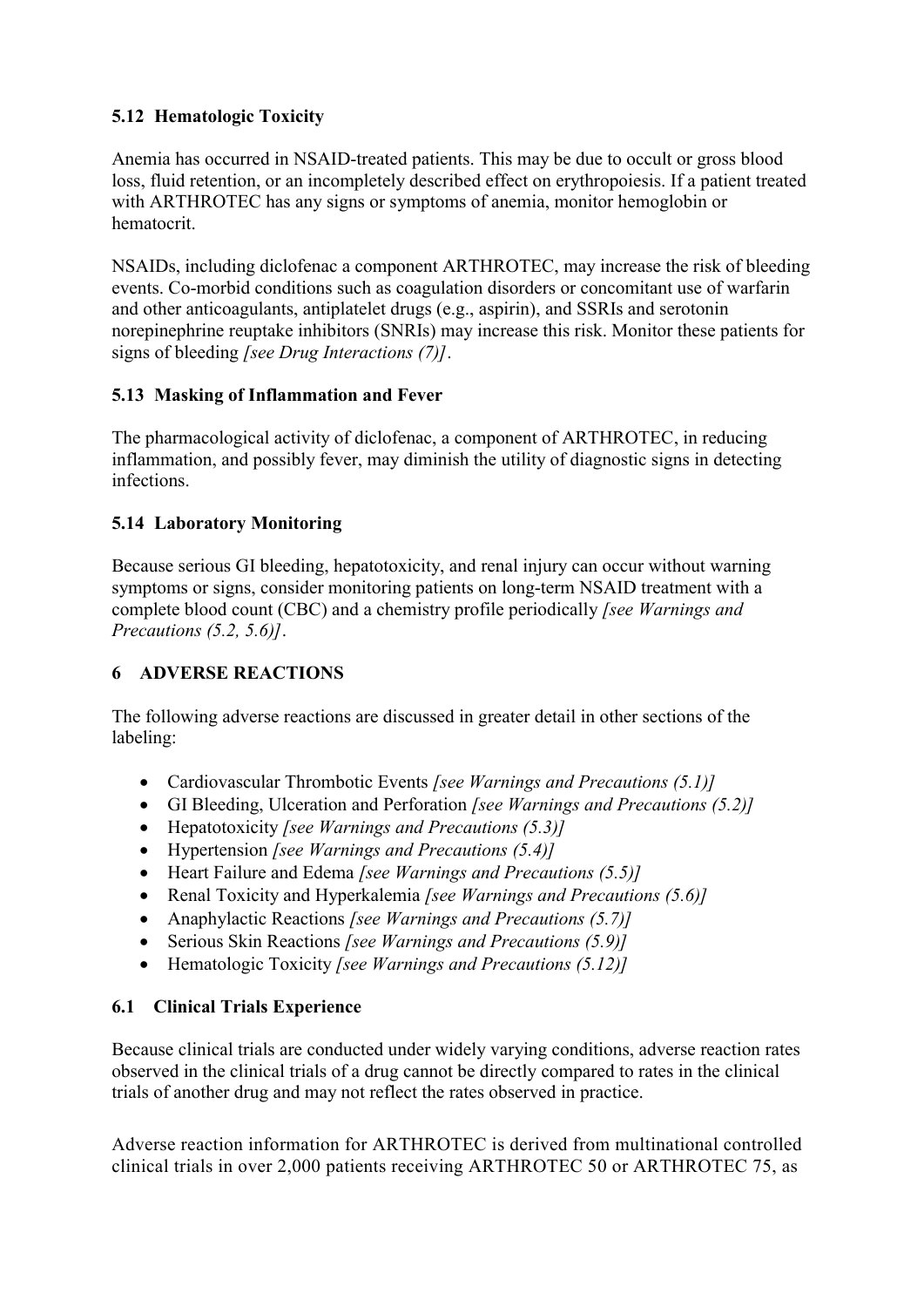### 5.12 Hematologic Toxicity

Anemia has occurred in NSAID-treated patients. This may be due to occult or gross blood loss, fluid retention, or an incompletely described effect on erythropoiesis. If a patient treated with ARTHROTEC has any signs or symptoms of anemia, monitor hemoglobin or hematocrit.

NSAIDs, including diclofenac a component ARTHROTEC, may increase the risk of bleeding events. Co-morbid conditions such as coagulation disorders or concomitant use of warfarin and other anticoagulants, antiplatelet drugs (e.g., aspirin), and SSRIs and serotonin norepinephrine reuptake inhibitors (SNRIs) may increase this risk. Monitor these patients for signs of bleeding *[see Drug Interactions (7)]*.

### 5.13 Masking of Inflammation and Fever

The pharmacological activity of diclofenac, a component of ARTHROTEC, in reducing inflammation, and possibly fever, may diminish the utility of diagnostic signs in detecting infections.

### 5.14 Laboratory Monitoring

Because serious GI bleeding, hepatotoxicity, and renal injury can occur without warning symptoms or signs, consider monitoring patients on long-term NSAID treatment with a complete blood count (CBC) and a chemistry profile periodically *[see Warnings and Precautions (5.2, 5.6)]*.

## 6 ADVERSE REACTIONS

The following adverse reactions are discussed in greater detail in other sections of the labeling:

- Cardiovascular Thrombotic Events *[see Warnings and Precautions (5.1)]*
- GI Bleeding, Ulceration and Perforation *[see Warnings and Precautions (5.2)]*
- Hepatotoxicity *[see Warnings and Precautions (5.3)]*
- Hypertension *[see Warnings and Precautions (5.4)]*
- Heart Failure and Edema *[see Warnings and Precautions (5.5)]*
- Renal Toxicity and Hyperkalemia *[see Warnings and Precautions (5.6)]*
- Anaphylactic Reactions *[see Warnings and Precautions (5.7)]*
- Serious Skin Reactions *[see Warnings and Precautions (5.9)]*
- Hematologic Toxicity *[see Warnings and Precautions (5.12)]*

### 6.1 Clinical Trials Experience

Because clinical trials are conducted under widely varying conditions, adverse reaction rates observed in the clinical trials of a drug cannot be directly compared to rates in the clinical trials of another drug and may not reflect the rates observed in practice.

Adverse reaction information for ARTHROTEC is derived from multinational controlled clinical trials in over 2,000 patients receiving ARTHROTEC 50 or ARTHROTEC 75, as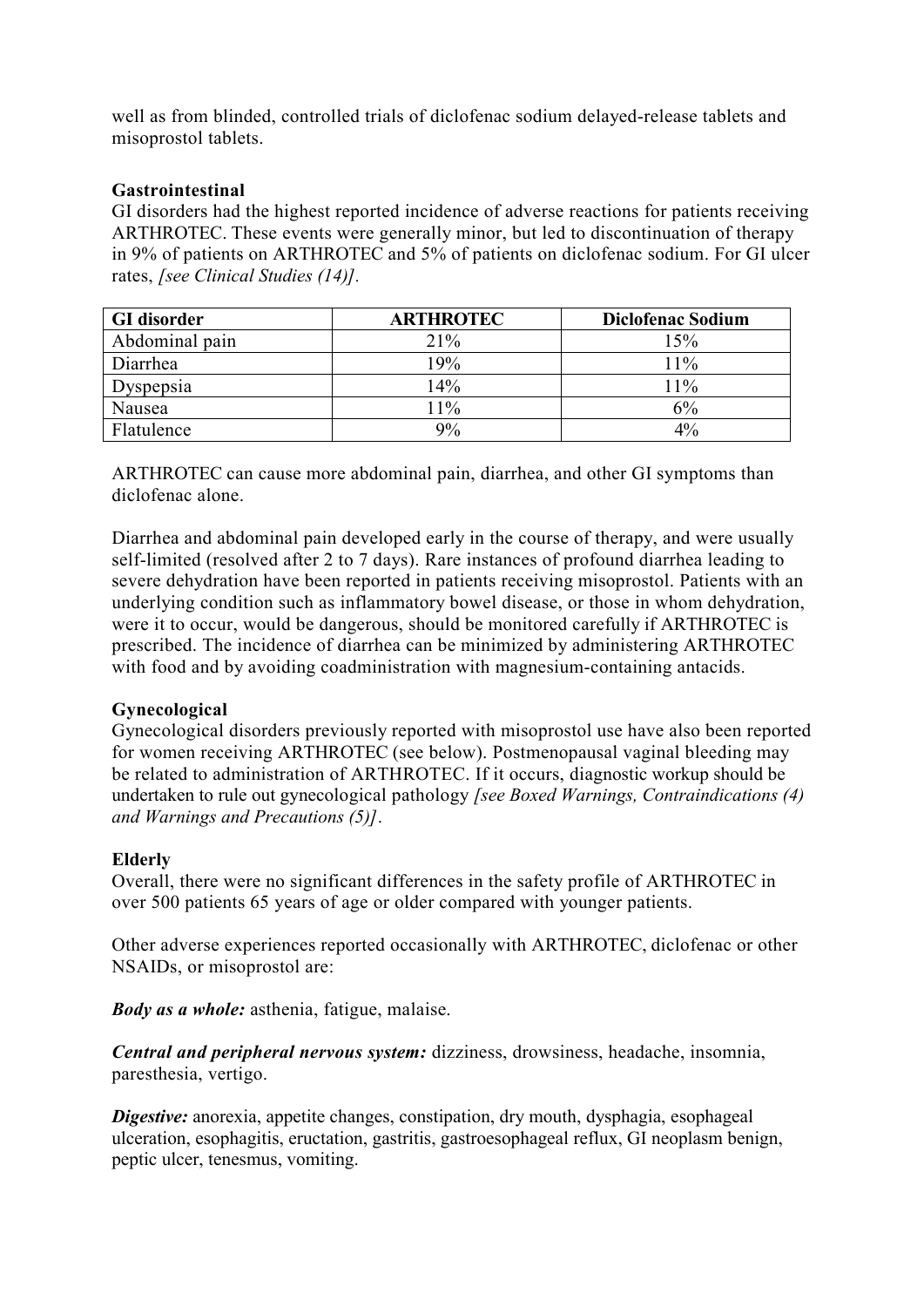well as from blinded, controlled trials of diclofenac sodium delayed-release tablets and misoprostol tablets.

**Gastrointestinal**

GI disorders had the highest reported incidence of adverse reactions for patients receiving ARTHROTEC. These events were generally minor, but led to discontinuation of therapy in 9% of patients on ARTHROTEC and 5% of patients on diclofenac sodium. For GI ulcer rates, *[see Clinical Studies (14)]*.

| GI disorder | ARTHROTEC | Diclofenac Sodium |
|---|---|---|
| Abdominal pain | 21% | 15% |
| Diarrhea | 19% | 11% |
| Dyspepsia | 14% | 11% |
| Nausea | 11% | 6% |
| Flatulence | 9% | 4% |

ARTHROTEC can cause more abdominal pain, diarrhea, and other GI symptoms than diclofenac alone.

Diarrhea and abdominal pain developed early in the course of therapy, and were usually self-limited (resolved after 2 to 7 days). Rare instances of profound diarrhea leading to severe dehydration have been reported in patients receiving misoprostol. Patients with an underlying condition such as inflammatory bowel disease, or those in whom dehydration, were it to occur, would be dangerous, should be monitored carefully if ARTHROTEC is prescribed. The incidence of diarrhea can be minimized by administering ARTHROTEC with food and by avoiding coadministration with magnesium-containing antacids.

**Gynecological**

Gynecological disorders previously reported with misoprostol use have also been reported for women receiving ARTHROTEC (see below). Postmenopausal vaginal bleeding may be related to administration of ARTHROTEC. If it occurs, diagnostic workup should be undertaken to rule out gynecological pathology *[see Boxed Warnings, Contraindications (4) and Warnings and Precautions (5)]*.

**Elderly**

Overall, there were no significant differences in the safety profile of ARTHROTEC in over 500 patients 65 years of age or older compared with younger patients.

Other adverse experiences reported occasionally with ARTHROTEC, diclofenac or other NSAIDs, or misoprostol are:

***Body as a whole:*** asthenia, fatigue, malaise.

***Central and peripheral nervous system:*** dizziness, drowsiness, headache, insomnia, paresthesia, vertigo.

***Digestive:*** anorexia, appetite changes, constipation, dry mouth, dysphagia, esophageal ulceration, esophagitis, eructation, gastritis, gastroesophageal reflux, GI neoplasm benign, peptic ulcer, tenesmus, vomiting.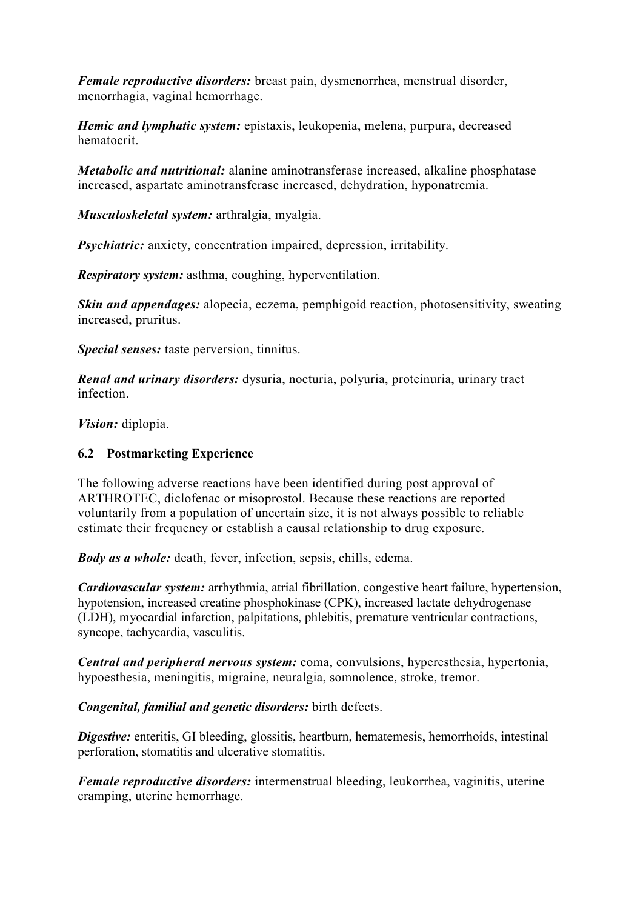***Female reproductive disorders:*** breast pain, dysmenorrhea, menstrual disorder, menorrhagia, vaginal hemorrhage.

***Hemic and lymphatic system:*** epistaxis, leukopenia, melena, purpura, decreased hematocrit.

***Metabolic and nutritional:*** alanine aminotransferase increased, alkaline phosphatase increased, aspartate aminotransferase increased, dehydration, hyponatremia.

***Musculoskeletal system:*** arthralgia, myalgia.

***Psychiatric:*** anxiety, concentration impaired, depression, irritability.

***Respiratory system:*** asthma, coughing, hyperventilation.

***Skin and appendages:*** alopecia, eczema, pemphigoid reaction, photosensitivity, sweating increased, pruritus.

***Special senses:*** taste perversion, tinnitus.

***Renal and urinary disorders:*** dysuria, nocturia, polyuria, proteinuria, urinary tract infection.

***Vision:*** diplopia.

### 6.2 Postmarketing Experience

The following adverse reactions have been identified during post approval of ARTHROTEC, diclofenac or misoprostol. Because these reactions are reported voluntarily from a population of uncertain size, it is not always possible to reliable estimate their frequency or establish a causal relationship to drug exposure.

***Body as a whole:*** death, fever, infection, sepsis, chills, edema.

***Cardiovascular system:*** arrhythmia, atrial fibrillation, congestive heart failure, hypertension, hypotension, increased creatine phosphokinase (CPK), increased lactate dehydrogenase (LDH), myocardial infarction, palpitations, phlebitis, premature ventricular contractions, syncope, tachycardia, vasculitis.

***Central and peripheral nervous system:*** coma, convulsions, hyperesthesia, hypertonia, hypoesthesia, meningitis, migraine, neuralgia, somnolence, stroke, tremor.

***Congenital, familial and genetic disorders:*** birth defects.

***Digestive:*** enteritis, GI bleeding, glossitis, heartburn, hematemesis, hemorrhoids, intestinal perforation, stomatitis and ulcerative stomatitis.

***Female reproductive disorders:*** intermenstrual bleeding, leukorrhea, vaginitis, uterine cramping, uterine hemorrhage.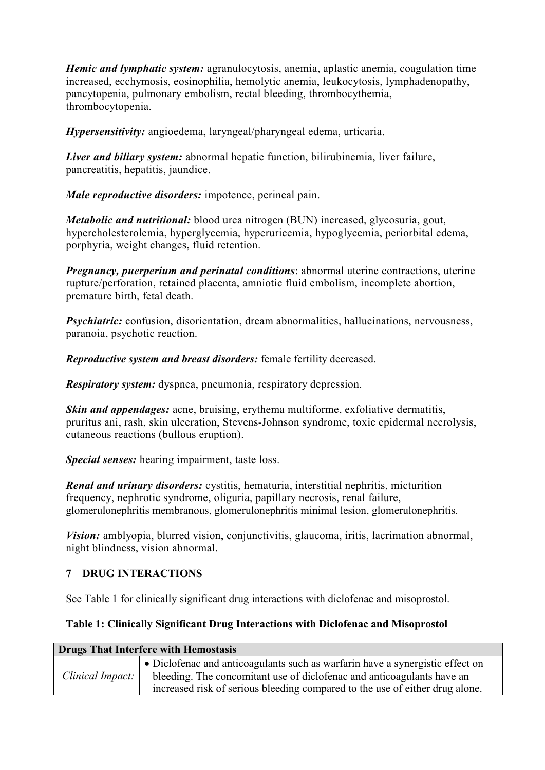***Hemic and lymphatic system:*** agranulocytosis, anemia, aplastic anemia, coagulation time increased, ecchymosis, eosinophilia, hemolytic anemia, leukocytosis, lymphadenopathy, pancytopenia, pulmonary embolism, rectal bleeding, thrombocythemia, thrombocytopenia.

***Hypersensitivity:*** angioedema, laryngeal/pharyngeal edema, urticaria.

***Liver and biliary system:*** abnormal hepatic function, bilirubinemia, liver failure, pancreatitis, hepatitis, jaundice.

***Male reproductive disorders:*** impotence, perineal pain.

***Metabolic and nutritional:*** blood urea nitrogen (BUN) increased, glycosuria, gout, hypercholesterolemia, hyperglycemia, hyperuricemia, hypoglycemia, periorbital edema, porphyria, weight changes, fluid retention.

***Pregnancy, puerperium and perinatal conditions***: abnormal uterine contractions, uterine rupture/perforation, retained placenta, amniotic fluid embolism, incomplete abortion, premature birth, fetal death.

***Psychiatric:*** confusion, disorientation, dream abnormalities, hallucinations, nervousness, paranoia, psychotic reaction.

***Reproductive system and breast disorders:*** female fertility decreased.

***Respiratory system:*** dyspnea, pneumonia, respiratory depression.

***Skin and appendages:*** acne, bruising, erythema multiforme, exfoliative dermatitis, pruritus ani, rash, skin ulceration, Stevens-Johnson syndrome, toxic epidermal necrolysis, cutaneous reactions (bullous eruption).

***Special senses:*** hearing impairment, taste loss.

***Renal and urinary disorders:*** cystitis, hematuria, interstitial nephritis, micturition frequency, nephrotic syndrome, oliguria, papillary necrosis, renal failure, glomerulonephritis membranous, glomerulonephritis minimal lesion, glomerulonephritis.

***Vision:*** amblyopia, blurred vision, conjunctivitis, glaucoma, iritis, lacrimation abnormal, night blindness, vision abnormal.

## 7 DRUG INTERACTIONS

See Table 1 for clinically significant drug interactions with diclofenac and misoprostol.

**Table 1: Clinically Significant Drug Interactions with Diclofenac and Misoprostol**

| **Drugs That Interfere with Hemostasis** | |
|---|---|
| *Clinical Impact:* | • Diclofenac and anticoagulants such as warfarin have a synergistic effect on bleeding. The concomitant use of diclofenac and anticoagulants have an increased risk of serious bleeding compared to the use of either drug alone. |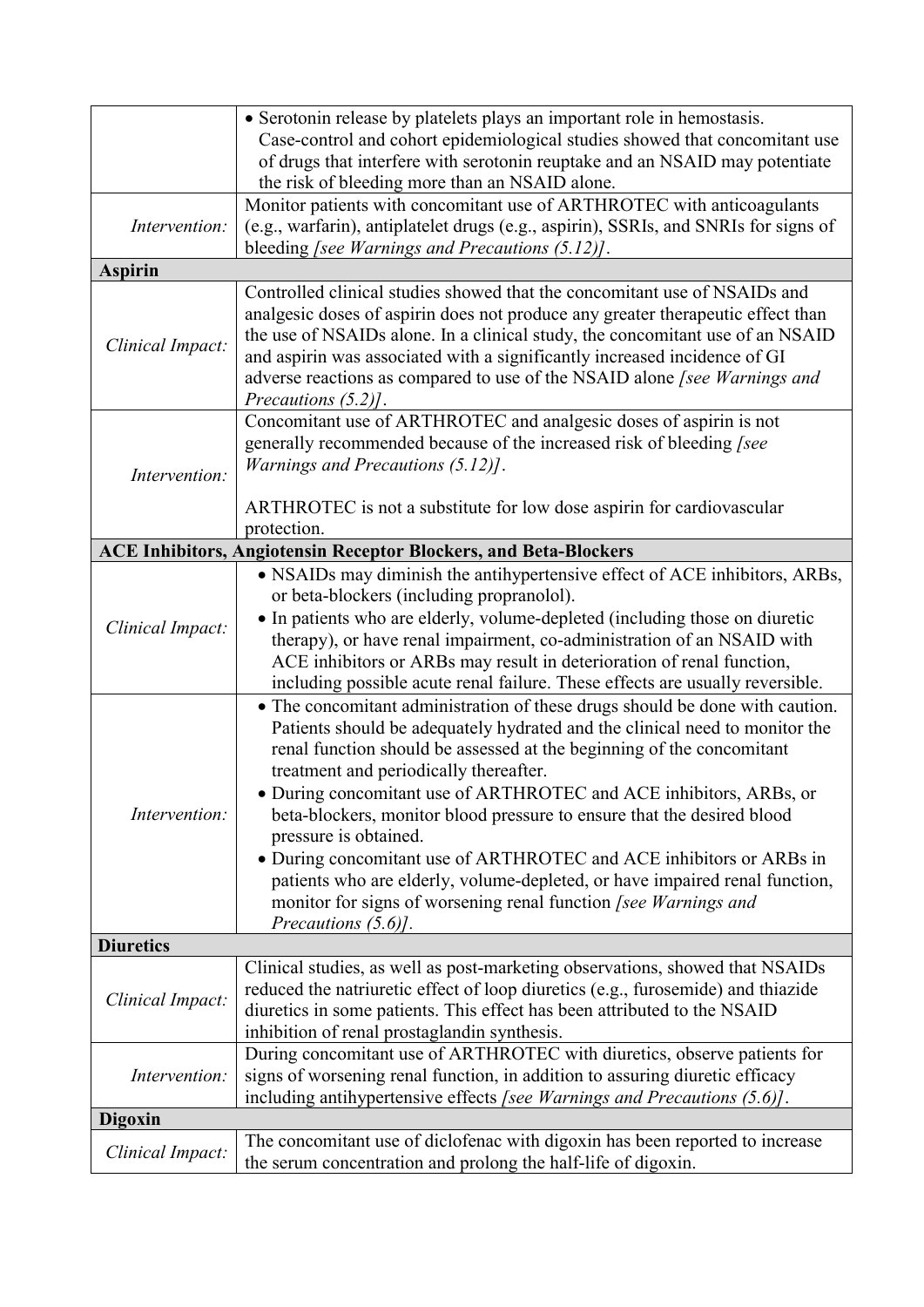| | |
|---|---|
| | • Serotonin release by platelets plays an important role in hemostasis. Case-control and cohort epidemiological studies showed that concomitant use of drugs that interfere with serotonin reuptake and an NSAID may potentiate the risk of bleeding more than an NSAID alone. |
| *Intervention:* | Monitor patients with concomitant use of ARTHROTEC with anticoagulants (e.g., warfarin), antiplatelet drugs (e.g., aspirin), SSRIs, and SNRIs for signs of bleeding *[see Warnings and Precautions (5.12)]*. |
| **Aspirin** | |
| *Clinical Impact:* | Controlled clinical studies showed that the concomitant use of NSAIDs and analgesic doses of aspirin does not produce any greater therapeutic effect than the use of NSAIDs alone. In a clinical study, the concomitant use of an NSAID and aspirin was associated with a significantly increased incidence of GI adverse reactions as compared to use of the NSAID alone *[see Warnings and Precautions (5.2)]*. |
| *Intervention:* | Concomitant use of ARTHROTEC and analgesic doses of aspirin is not generally recommended because of the increased risk of bleeding *[see Warnings and Precautions (5.12)]*.<br><br>ARTHROTEC is not a substitute for low dose aspirin for cardiovascular protection. |
| **ACE Inhibitors, Angiotensin Receptor Blockers, and Beta-Blockers** | |
| *Clinical Impact:* | • NSAIDs may diminish the antihypertensive effect of ACE inhibitors, ARBs, or beta-blockers (including propranolol).<br>• In patients who are elderly, volume-depleted (including those on diuretic therapy), or have renal impairment, co-administration of an NSAID with ACE inhibitors or ARBs may result in deterioration of renal function, including possible acute renal failure. These effects are usually reversible. |
| *Intervention:* | • The concomitant administration of these drugs should be done with caution. Patients should be adequately hydrated and the clinical need to monitor the renal function should be assessed at the beginning of the concomitant treatment and periodically thereafter.<br>• During concomitant use of ARTHROTEC and ACE inhibitors, ARBs, or beta-blockers, monitor blood pressure to ensure that the desired blood pressure is obtained.<br>• During concomitant use of ARTHROTEC and ACE inhibitors or ARBs in patients who are elderly, volume-depleted, or have impaired renal function, monitor for signs of worsening renal function *[see Warnings and Precautions (5.6)]*. |
| **Diuretics** | |
| *Clinical Impact:* | Clinical studies, as well as post-marketing observations, showed that NSAIDs reduced the natriuretic effect of loop diuretics (e.g., furosemide) and thiazide diuretics in some patients. This effect has been attributed to the NSAID inhibition of renal prostaglandin synthesis. |
| *Intervention:* | During concomitant use of ARTHROTEC with diuretics, observe patients for signs of worsening renal function, in addition to assuring diuretic efficacy including antihypertensive effects *[see Warnings and Precautions (5.6)]*. |
| **Digoxin** | |
| *Clinical Impact:* | The concomitant use of diclofenac with digoxin has been reported to increase the serum concentration and prolong the half-life of digoxin. |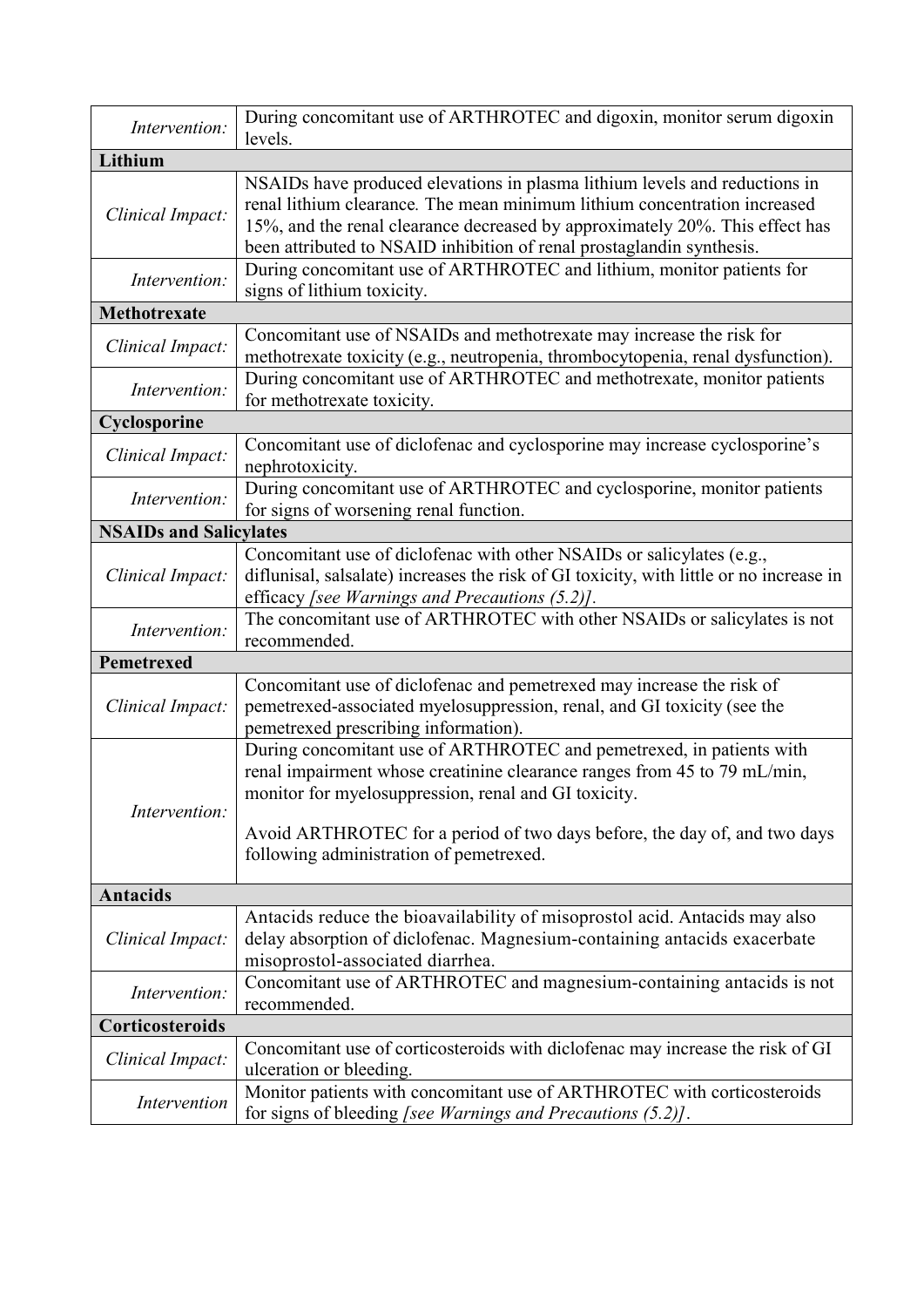| | |
|---|---|
| *Intervention:* | During concomitant use of ARTHROTEC and digoxin, monitor serum digoxin levels. |
| **Lithium** | |
| *Clinical Impact:* | NSAIDs have produced elevations in plasma lithium levels and reductions in renal lithium clearance. The mean minimum lithium concentration increased 15%, and the renal clearance decreased by approximately 20%. This effect has been attributed to NSAID inhibition of renal prostaglandin synthesis. |
| *Intervention:* | During concomitant use of ARTHROTEC and lithium, monitor patients for signs of lithium toxicity. |
| **Methotrexate** | |
| *Clinical Impact:* | Concomitant use of NSAIDs and methotrexate may increase the risk for methotrexate toxicity (e.g., neutropenia, thrombocytopenia, renal dysfunction). |
| *Intervention:* | During concomitant use of ARTHROTEC and methotrexate, monitor patients for methotrexate toxicity. |
| **Cyclosporine** | |
| *Clinical Impact:* | Concomitant use of diclofenac and cyclosporine may increase cyclosporine's nephrotoxicity. |
| *Intervention:* | During concomitant use of ARTHROTEC and cyclosporine, monitor patients for signs of worsening renal function. |
| **NSAIDs and Salicylates** | |
| *Clinical Impact:* | Concomitant use of diclofenac with other NSAIDs or salicylates (e.g., diflunisal, salsalate) increases the risk of GI toxicity, with little or no increase in efficacy *[see Warnings and Precautions (5.2)]*. |
| *Intervention:* | The concomitant use of ARTHROTEC with other NSAIDs or salicylates is not recommended. |
| **Pemetrexed** | |
| *Clinical Impact:* | Concomitant use of diclofenac and pemetrexed may increase the risk of pemetrexed-associated myelosuppression, renal, and GI toxicity (see the pemetrexed prescribing information). |
| *Intervention:* | During concomitant use of ARTHROTEC and pemetrexed, in patients with renal impairment whose creatinine clearance ranges from 45 to 79 mL/min, monitor for myelosuppression, renal and GI toxicity.<br><br>Avoid ARTHROTEC for a period of two days before, the day of, and two days following administration of pemetrexed. |
| **Antacids** | |
| *Clinical Impact:* | Antacids reduce the bioavailability of misoprostol acid. Antacids may also delay absorption of diclofenac. Magnesium-containing antacids exacerbate misoprostol-associated diarrhea. |
| *Intervention:* | Concomitant use of ARTHROTEC and magnesium-containing antacids is not recommended. |
| **Corticosteroids** | |
| *Clinical Impact:* | Concomitant use of corticosteroids with diclofenac may increase the risk of GI ulceration or bleeding. |
| *Intervention* | Monitor patients with concomitant use of ARTHROTEC with corticosteroids for signs of bleeding *[see Warnings and Precautions (5.2)]*. |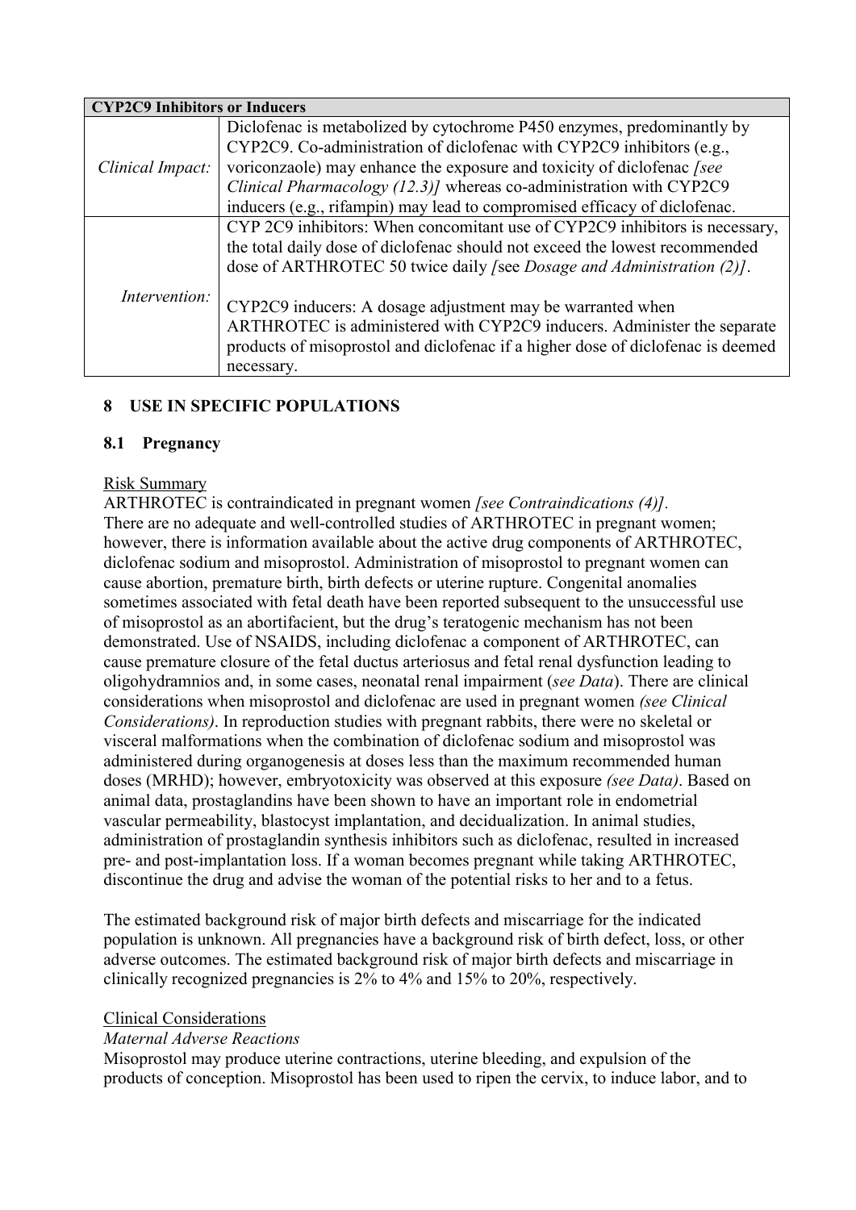| CYP2C9 Inhibitors or Inducers | |
|---|---|
| *Clinical Impact:* | Diclofenac is metabolized by cytochrome P450 enzymes, predominantly by CYP2C9. Co-administration of diclofenac with CYP2C9 inhibitors (e.g., voriconzaole) may enhance the exposure and toxicity of diclofenac *[see Clinical Pharmacology (12.3)]* whereas co-administration with CYP2C9 inducers (e.g., rifampin) may lead to compromised efficacy of diclofenac. |
| *Intervention:* | CYP 2C9 inhibitors: When concomitant use of CYP2C9 inhibitors is necessary, the total daily dose of diclofenac should not exceed the lowest recommended dose of ARTHROTEC 50 twice daily *[*see *Dosage and Administration (2)]*.<br><br>CYP2C9 inducers: A dosage adjustment may be warranted when ARTHROTEC is administered with CYP2C9 inducers. Administer the separate products of misoprostol and diclofenac if a higher dose of diclofenac is deemed necessary. |

## 8 USE IN SPECIFIC POPULATIONS

### 8.1 Pregnancy

Risk Summary

ARTHROTEC is contraindicated in pregnant women *[see Contraindications (4)]*. There are no adequate and well-controlled studies of ARTHROTEC in pregnant women; however, there is information available about the active drug components of ARTHROTEC, diclofenac sodium and misoprostol. Administration of misoprostol to pregnant women can cause abortion, premature birth, birth defects or uterine rupture. Congenital anomalies sometimes associated with fetal death have been reported subsequent to the unsuccessful use of misoprostol as an abortifacient, but the drug's teratogenic mechanism has not been demonstrated. Use of NSAIDS, including diclofenac a component of ARTHROTEC, can cause premature closure of the fetal ductus arteriosus and fetal renal dysfunction leading to oligohydramnios and, in some cases, neonatal renal impairment (*see Data*). There are clinical considerations when misoprostol and diclofenac are used in pregnant women *(see Clinical Considerations)*. In reproduction studies with pregnant rabbits, there were no skeletal or visceral malformations when the combination of diclofenac sodium and misoprostol was administered during organogenesis at doses less than the maximum recommended human doses (MRHD); however, embryotoxicity was observed at this exposure *(see Data)*. Based on animal data, prostaglandins have been shown to have an important role in endometrial vascular permeability, blastocyst implantation, and decidualization. In animal studies, administration of prostaglandin synthesis inhibitors such as diclofenac, resulted in increased pre- and post-implantation loss. If a woman becomes pregnant while taking ARTHROTEC, discontinue the drug and advise the woman of the potential risks to her and to a fetus.

The estimated background risk of major birth defects and miscarriage for the indicated population is unknown. All pregnancies have a background risk of birth defect, loss, or other adverse outcomes. The estimated background risk of major birth defects and miscarriage in clinically recognized pregnancies is 2% to 4% and 15% to 20%, respectively.

Clinical Considerations

*Maternal Adverse Reactions*

Misoprostol may produce uterine contractions, uterine bleeding, and expulsion of the products of conception. Misoprostol has been used to ripen the cervix, to induce labor, and to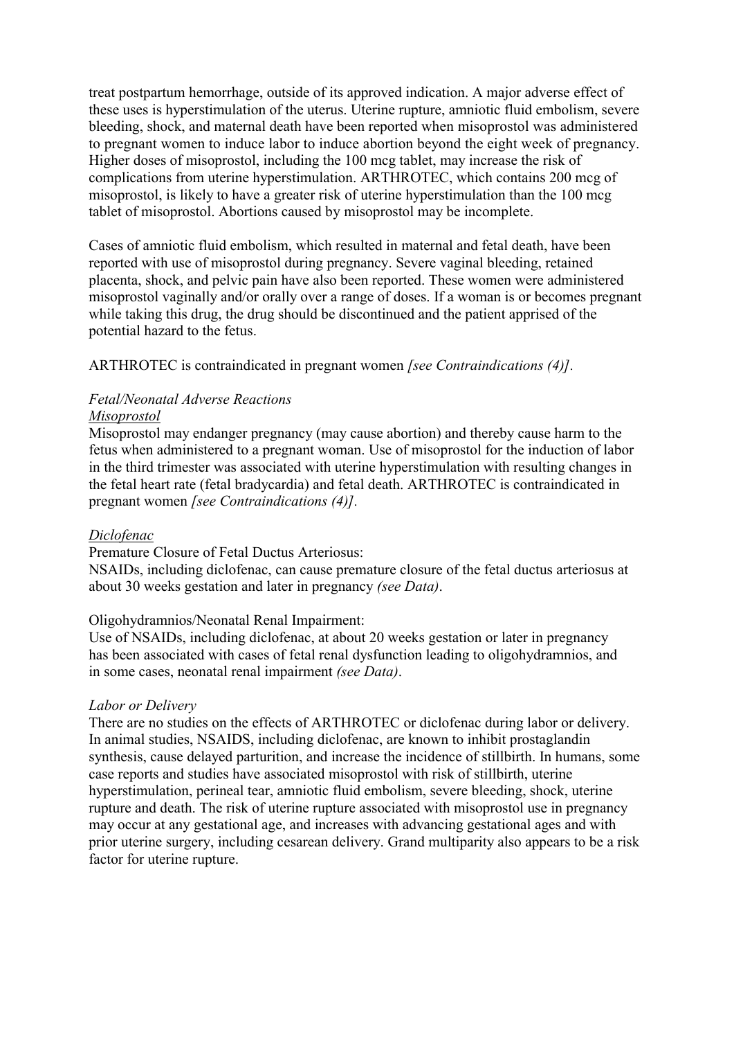treat postpartum hemorrhage, outside of its approved indication. A major adverse effect of these uses is hyperstimulation of the uterus. Uterine rupture, amniotic fluid embolism, severe bleeding, shock, and maternal death have been reported when misoprostol was administered to pregnant women to induce labor to induce abortion beyond the eight week of pregnancy. Higher doses of misoprostol, including the 100 mcg tablet, may increase the risk of complications from uterine hyperstimulation. ARTHROTEC, which contains 200 mcg of misoprostol, is likely to have a greater risk of uterine hyperstimulation than the 100 mcg tablet of misoprostol. Abortions caused by misoprostol may be incomplete.

Cases of amniotic fluid embolism, which resulted in maternal and fetal death, have been reported with use of misoprostol during pregnancy. Severe vaginal bleeding, retained placenta, shock, and pelvic pain have also been reported. These women were administered misoprostol vaginally and/or orally over a range of doses. If a woman is or becomes pregnant while taking this drug, the drug should be discontinued and the patient apprised of the potential hazard to the fetus.

ARTHROTEC is contraindicated in pregnant women *[see Contraindications (4)]*.

*Fetal/Neonatal Adverse Reactions*

*Misoprostol*

Misoprostol may endanger pregnancy (may cause abortion) and thereby cause harm to the fetus when administered to a pregnant woman. Use of misoprostol for the induction of labor in the third trimester was associated with uterine hyperstimulation with resulting changes in the fetal heart rate (fetal bradycardia) and fetal death. ARTHROTEC is contraindicated in pregnant women *[see Contraindications (4)]*.

*Diclofenac*

Premature Closure of Fetal Ductus Arteriosus:

NSAIDs, including diclofenac, can cause premature closure of the fetal ductus arteriosus at about 30 weeks gestation and later in pregnancy *(see Data)*.

Oligohydramnios/Neonatal Renal Impairment:

Use of NSAIDs, including diclofenac, at about 20 weeks gestation or later in pregnancy has been associated with cases of fetal renal dysfunction leading to oligohydramnios, and in some cases, neonatal renal impairment *(see Data)*.

*Labor or Delivery*

There are no studies on the effects of ARTHROTEC or diclofenac during labor or delivery. In animal studies, NSAIDS, including diclofenac, are known to inhibit prostaglandin synthesis, cause delayed parturition, and increase the incidence of stillbirth. In humans, some case reports and studies have associated misoprostol with risk of stillbirth, uterine hyperstimulation, perineal tear, amniotic fluid embolism, severe bleeding, shock, uterine rupture and death. The risk of uterine rupture associated with misoprostol use in pregnancy may occur at any gestational age, and increases with advancing gestational ages and with prior uterine surgery, including cesarean delivery. Grand multiparity also appears to be a risk factor for uterine rupture.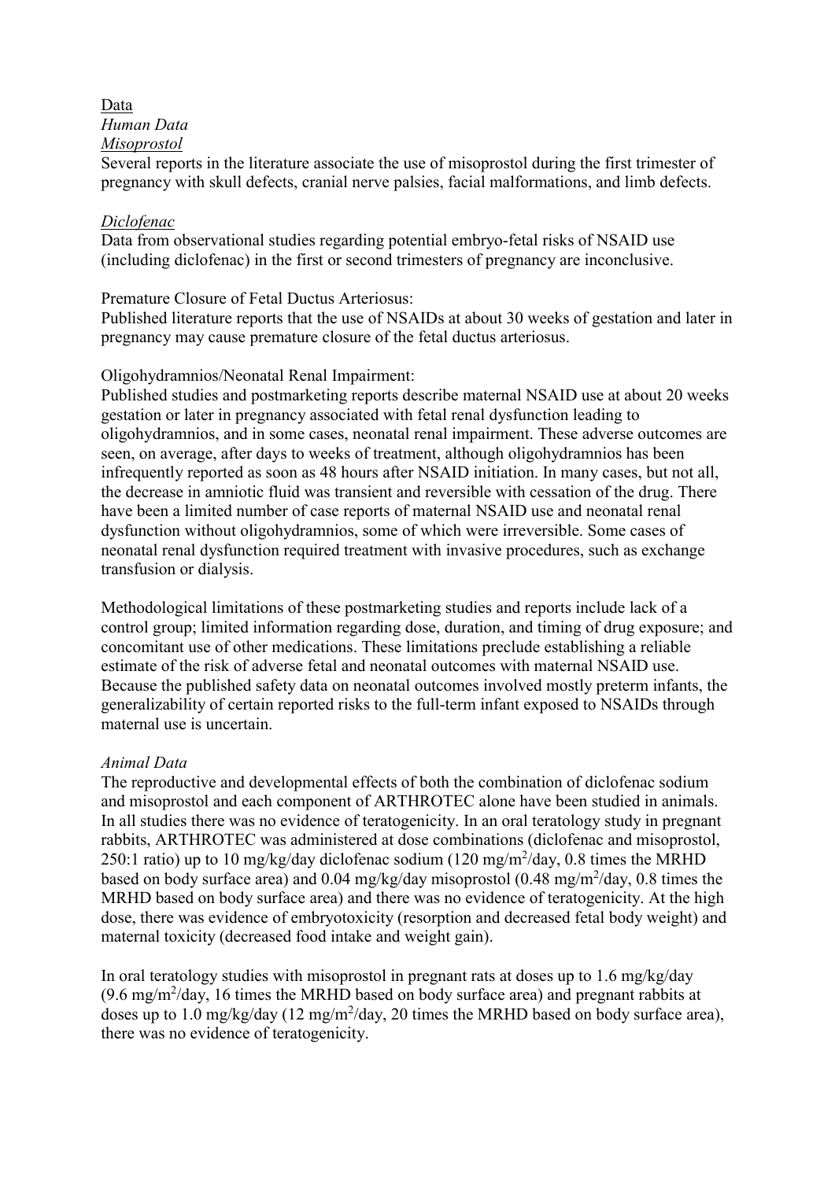Data

*Human Data*

*Misoprostol*

Several reports in the literature associate the use of misoprostol during the first trimester of pregnancy with skull defects, cranial nerve palsies, facial malformations, and limb defects.

*Diclofenac*

Data from observational studies regarding potential embryo-fetal risks of NSAID use (including diclofenac) in the first or second trimesters of pregnancy are inconclusive.

Premature Closure of Fetal Ductus Arteriosus:

Published literature reports that the use of NSAIDs at about 30 weeks of gestation and later in pregnancy may cause premature closure of the fetal ductus arteriosus.

Oligohydramnios/Neonatal Renal Impairment:

Published studies and postmarketing reports describe maternal NSAID use at about 20 weeks gestation or later in pregnancy associated with fetal renal dysfunction leading to oligohydramnios, and in some cases, neonatal renal impairment. These adverse outcomes are seen, on average, after days to weeks of treatment, although oligohydramnios has been infrequently reported as soon as 48 hours after NSAID initiation. In many cases, but not all, the decrease in amniotic fluid was transient and reversible with cessation of the drug. There have been a limited number of case reports of maternal NSAID use and neonatal renal dysfunction without oligohydramnios, some of which were irreversible. Some cases of neonatal renal dysfunction required treatment with invasive procedures, such as exchange transfusion or dialysis.

Methodological limitations of these postmarketing studies and reports include lack of a control group; limited information regarding dose, duration, and timing of drug exposure; and concomitant use of other medications. These limitations preclude establishing a reliable estimate of the risk of adverse fetal and neonatal outcomes with maternal NSAID use. Because the published safety data on neonatal outcomes involved mostly preterm infants, the generalizability of certain reported risks to the full-term infant exposed to NSAIDs through maternal use is uncertain.

*Animal Data*

The reproductive and developmental effects of both the combination of diclofenac sodium and misoprostol and each component of ARTHROTEC alone have been studied in animals. In all studies there was no evidence of teratogenicity. In an oral teratology study in pregnant rabbits, ARTHROTEC was administered at dose combinations (diclofenac and misoprostol, 250:1 ratio) up to 10 mg/kg/day diclofenac sodium (120 mg/m$^2$/day, 0.8 times the MRHD based on body surface area) and 0.04 mg/kg/day misoprostol (0.48 mg/m$^2$/day, 0.8 times the MRHD based on body surface area) and there was no evidence of teratogenicity. At the high dose, there was evidence of embryotoxicity (resorption and decreased fetal body weight) and maternal toxicity (decreased food intake and weight gain).

In oral teratology studies with misoprostol in pregnant rats at doses up to 1.6 mg/kg/day (9.6 mg/m$^2$/day, 16 times the MRHD based on body surface area) and pregnant rabbits at doses up to 1.0 mg/kg/day (12 mg/m$^2$/day, 20 times the MRHD based on body surface area), there was no evidence of teratogenicity.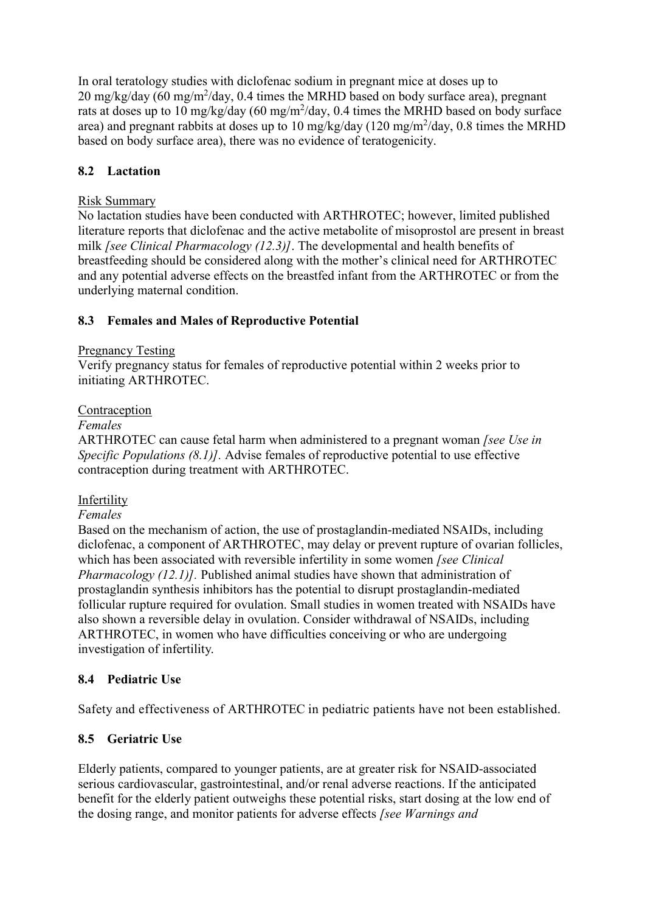In oral teratology studies with diclofenac sodium in pregnant mice at doses up to 20 mg/kg/day (60 mg/m$^2$/day, 0.4 times the MRHD based on body surface area), pregnant rats at doses up to 10 mg/kg/day (60 mg/m$^2$/day, 0.4 times the MRHD based on body surface area) and pregnant rabbits at doses up to 10 mg/kg/day (120 mg/m$^2$/day, 0.8 times the MRHD based on body surface area), there was no evidence of teratogenicity.

### 8.2 Lactation

Risk Summary

No lactation studies have been conducted with ARTHROTEC; however, limited published literature reports that diclofenac and the active metabolite of misoprostol are present in breast milk *[see Clinical Pharmacology (12.3)]*. The developmental and health benefits of breastfeeding should be considered along with the mother's clinical need for ARTHROTEC and any potential adverse effects on the breastfed infant from the ARTHROTEC or from the underlying maternal condition.

### 8.3 Females and Males of Reproductive Potential

Pregnancy Testing

Verify pregnancy status for females of reproductive potential within 2 weeks prior to initiating ARTHROTEC.

Contraception

*Females*

ARTHROTEC can cause fetal harm when administered to a pregnant woman *[see Use in Specific Populations (8.1)]*. Advise females of reproductive potential to use effective contraception during treatment with ARTHROTEC.

Infertility

*Females*

Based on the mechanism of action, the use of prostaglandin-mediated NSAIDs, including diclofenac, a component of ARTHROTEC, may delay or prevent rupture of ovarian follicles, which has been associated with reversible infertility in some women *[see Clinical Pharmacology (12.1)]*. Published animal studies have shown that administration of prostaglandin synthesis inhibitors has the potential to disrupt prostaglandin-mediated follicular rupture required for ovulation. Small studies in women treated with NSAIDs have also shown a reversible delay in ovulation. Consider withdrawal of NSAIDs, including ARTHROTEC, in women who have difficulties conceiving or who are undergoing investigation of infertility.

### 8.4 Pediatric Use

Safety and effectiveness of ARTHROTEC in pediatric patients have not been established.

### 8.5 Geriatric Use

Elderly patients, compared to younger patients, are at greater risk for NSAID-associated serious cardiovascular, gastrointestinal, and/or renal adverse reactions. If the anticipated benefit for the elderly patient outweighs these potential risks, start dosing at the low end of the dosing range, and monitor patients for adverse effects *[see Warnings and*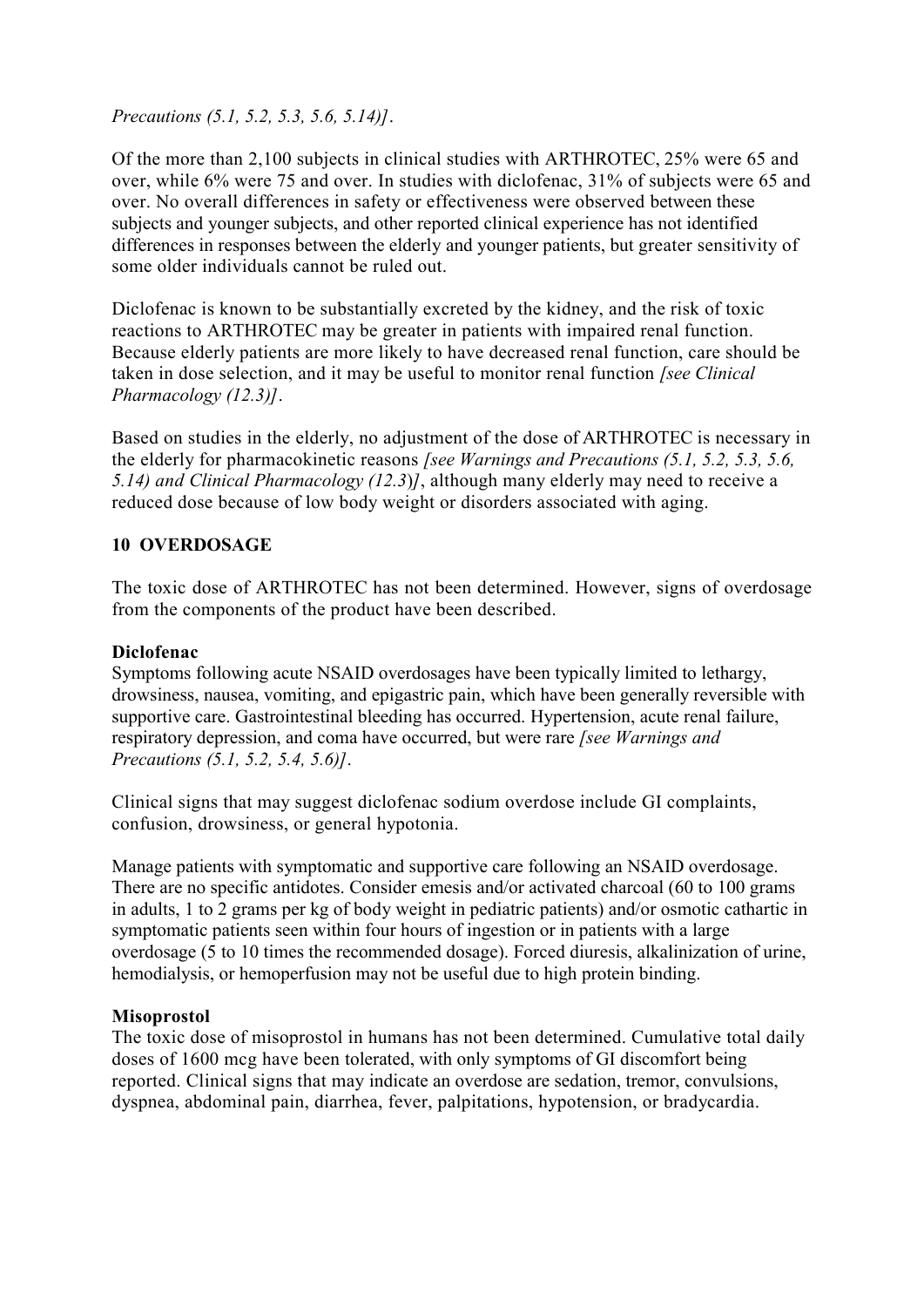*Precautions (5.1, 5.2, 5.3, 5.6, 5.14)]*.

Of the more than 2,100 subjects in clinical studies with ARTHROTEC, 25% were 65 and over, while 6% were 75 and over. In studies with diclofenac, 31% of subjects were 65 and over. No overall differences in safety or effectiveness were observed between these subjects and younger subjects, and other reported clinical experience has not identified differences in responses between the elderly and younger patients, but greater sensitivity of some older individuals cannot be ruled out.

Diclofenac is known to be substantially excreted by the kidney, and the risk of toxic reactions to ARTHROTEC may be greater in patients with impaired renal function. Because elderly patients are more likely to have decreased renal function, care should be taken in dose selection, and it may be useful to monitor renal function *[see Clinical Pharmacology (12.3)]*.

Based on studies in the elderly, no adjustment of the dose of ARTHROTEC is necessary in the elderly for pharmacokinetic reasons *[see Warnings and Precautions (5.1, 5.2, 5.3, 5.6, 5.14) and Clinical Pharmacology (12.3)]*, although many elderly may need to receive a reduced dose because of low body weight or disorders associated with aging.

## 10 OVERDOSAGE

The toxic dose of ARTHROTEC has not been determined. However, signs of overdosage from the components of the product have been described.

**Diclofenac**

Symptoms following acute NSAID overdosages have been typically limited to lethargy, drowsiness, nausea, vomiting, and epigastric pain, which have been generally reversible with supportive care. Gastrointestinal bleeding has occurred. Hypertension, acute renal failure, respiratory depression, and coma have occurred, but were rare *[see Warnings and Precautions (5.1, 5.2, 5.4, 5.6)]*.

Clinical signs that may suggest diclofenac sodium overdose include GI complaints, confusion, drowsiness, or general hypotonia.

Manage patients with symptomatic and supportive care following an NSAID overdosage. There are no specific antidotes. Consider emesis and/or activated charcoal (60 to 100 grams in adults, 1 to 2 grams per kg of body weight in pediatric patients) and/or osmotic cathartic in symptomatic patients seen within four hours of ingestion or in patients with a large overdosage (5 to 10 times the recommended dosage). Forced diuresis, alkalinization of urine, hemodialysis, or hemoperfusion may not be useful due to high protein binding.

**Misoprostol**

The toxic dose of misoprostol in humans has not been determined. Cumulative total daily doses of 1600 mcg have been tolerated, with only symptoms of GI discomfort being reported. Clinical signs that may indicate an overdose are sedation, tremor, convulsions, dyspnea, abdominal pain, diarrhea, fever, palpitations, hypotension, or bradycardia.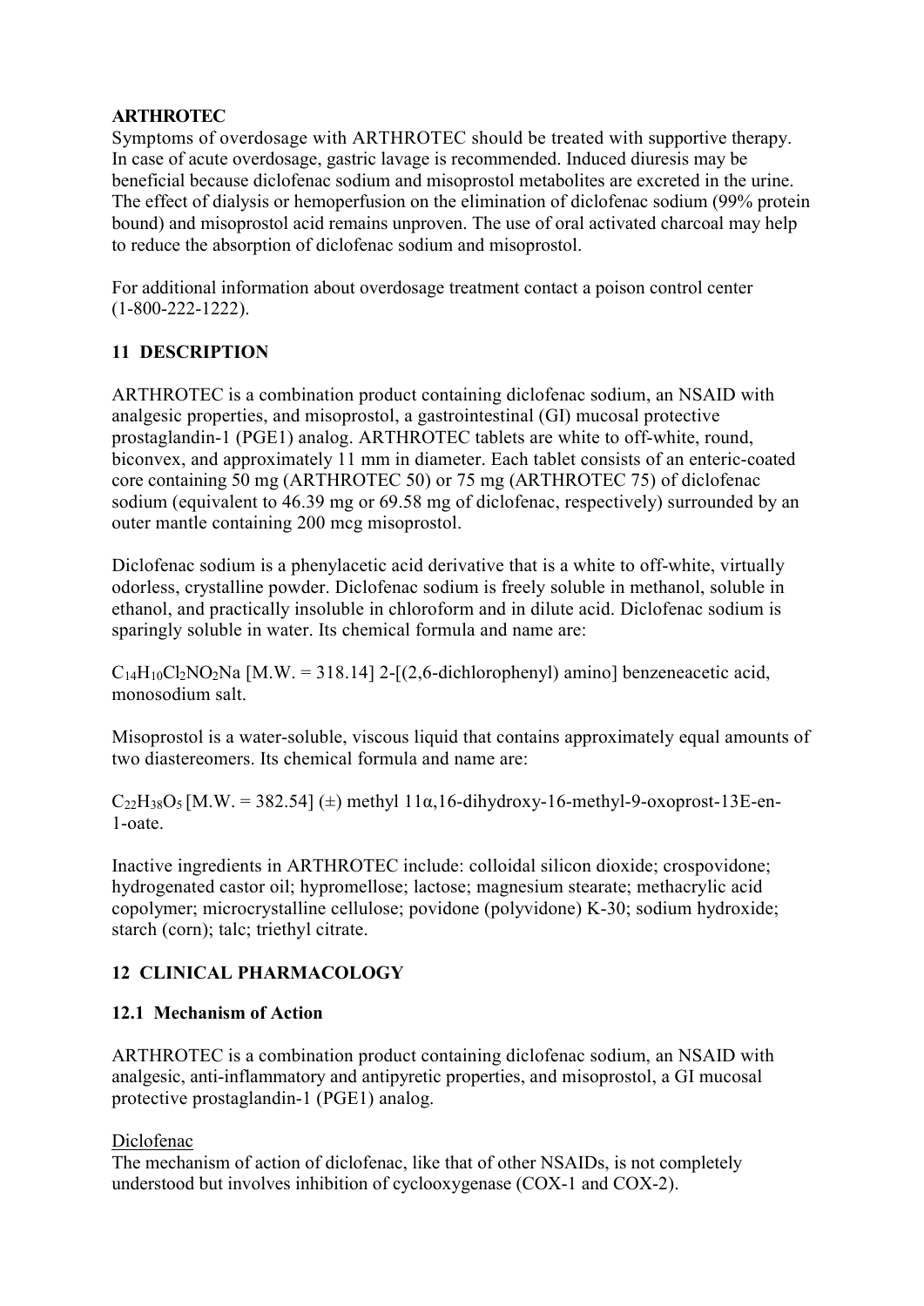**ARTHROTEC**

Symptoms of overdosage with ARTHROTEC should be treated with supportive therapy. In case of acute overdosage, gastric lavage is recommended. Induced diuresis may be beneficial because diclofenac sodium and misoprostol metabolites are excreted in the urine. The effect of dialysis or hemoperfusion on the elimination of diclofenac sodium (99% protein bound) and misoprostol acid remains unproven. The use of oral activated charcoal may help to reduce the absorption of diclofenac sodium and misoprostol.

For additional information about overdosage treatment contact a poison control center (1-800-222-1222).

## 11 DESCRIPTION

ARTHROTEC is a combination product containing diclofenac sodium, an NSAID with analgesic properties, and misoprostol, a gastrointestinal (GI) mucosal protective prostaglandin-1 (PGE1) analog. ARTHROTEC tablets are white to off-white, round, biconvex, and approximately 11 mm in diameter. Each tablet consists of an enteric-coated core containing 50 mg (ARTHROTEC 50) or 75 mg (ARTHROTEC 75) of diclofenac sodium (equivalent to 46.39 mg or 69.58 mg of diclofenac, respectively) surrounded by an outer mantle containing 200 mcg misoprostol.

Diclofenac sodium is a phenylacetic acid derivative that is a white to off-white, virtually odorless, crystalline powder. Diclofenac sodium is freely soluble in methanol, soluble in ethanol, and practically insoluble in chloroform and in dilute acid. Diclofenac sodium is sparingly soluble in water. Its chemical formula and name are:

$C_{14}H_{10}Cl_2NO_2Na$ [M.W. = 318.14] 2-[(2,6-dichlorophenyl) amino] benzeneacetic acid, monosodium salt.

Misoprostol is a water-soluble, viscous liquid that contains approximately equal amounts of two diastereomers. Its chemical formula and name are:

$C_{22}H_{38}O_5$ [M.W. = 382.54] (±) methyl 11α,16-dihydroxy-16-methyl-9-oxoprost-13E-en-1-oate.

Inactive ingredients in ARTHROTEC include: colloidal silicon dioxide; crospovidone; hydrogenated castor oil; hypromellose; lactose; magnesium stearate; methacrylic acid copolymer; microcrystalline cellulose; povidone (polyvidone) K-30; sodium hydroxide; starch (corn); talc; triethyl citrate.

## 12 CLINICAL PHARMACOLOGY

### 12.1 Mechanism of Action

ARTHROTEC is a combination product containing diclofenac sodium, an NSAID with analgesic, anti-inflammatory and antipyretic properties, and misoprostol, a GI mucosal protective prostaglandin-1 (PGE1) analog.

Diclofenac

The mechanism of action of diclofenac, like that of other NSAIDs, is not completely understood but involves inhibition of cyclooxygenase (COX-1 and COX-2).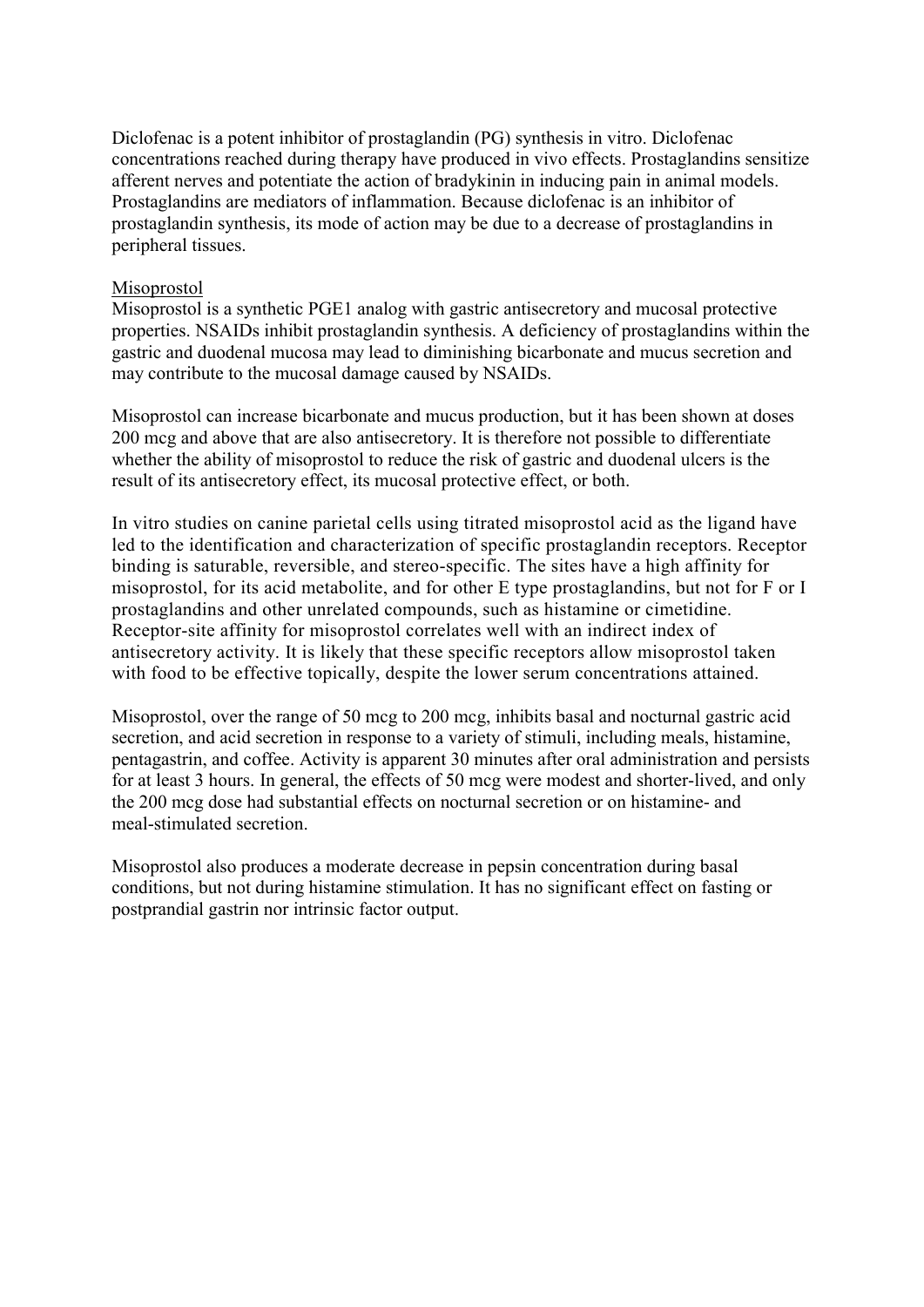Diclofenac is a potent inhibitor of prostaglandin (PG) synthesis in vitro. Diclofenac concentrations reached during therapy have produced in vivo effects. Prostaglandins sensitize afferent nerves and potentiate the action of bradykinin in inducing pain in animal models. Prostaglandins are mediators of inflammation. Because diclofenac is an inhibitor of prostaglandin synthesis, its mode of action may be due to a decrease of prostaglandins in peripheral tissues.

Misoprostol

Misoprostol is a synthetic PGE1 analog with gastric antisecretory and mucosal protective properties. NSAIDs inhibit prostaglandin synthesis. A deficiency of prostaglandins within the gastric and duodenal mucosa may lead to diminishing bicarbonate and mucus secretion and may contribute to the mucosal damage caused by NSAIDs.

Misoprostol can increase bicarbonate and mucus production, but it has been shown at doses 200 mcg and above that are also antisecretory. It is therefore not possible to differentiate whether the ability of misoprostol to reduce the risk of gastric and duodenal ulcers is the result of its antisecretory effect, its mucosal protective effect, or both.

In vitro studies on canine parietal cells using titrated misoprostol acid as the ligand have led to the identification and characterization of specific prostaglandin receptors. Receptor binding is saturable, reversible, and stereo-specific. The sites have a high affinity for misoprostol, for its acid metabolite, and for other E type prostaglandins, but not for F or I prostaglandins and other unrelated compounds, such as histamine or cimetidine. Receptor-site affinity for misoprostol correlates well with an indirect index of antisecretory activity. It is likely that these specific receptors allow misoprostol taken with food to be effective topically, despite the lower serum concentrations attained.

Misoprostol, over the range of 50 mcg to 200 mcg, inhibits basal and nocturnal gastric acid secretion, and acid secretion in response to a variety of stimuli, including meals, histamine, pentagastrin, and coffee. Activity is apparent 30 minutes after oral administration and persists for at least 3 hours. In general, the effects of 50 mcg were modest and shorter-lived, and only the 200 mcg dose had substantial effects on nocturnal secretion or on histamine- and meal-stimulated secretion.

Misoprostol also produces a moderate decrease in pepsin concentration during basal conditions, but not during histamine stimulation. It has no significant effect on fasting or postprandial gastrin nor intrinsic factor output.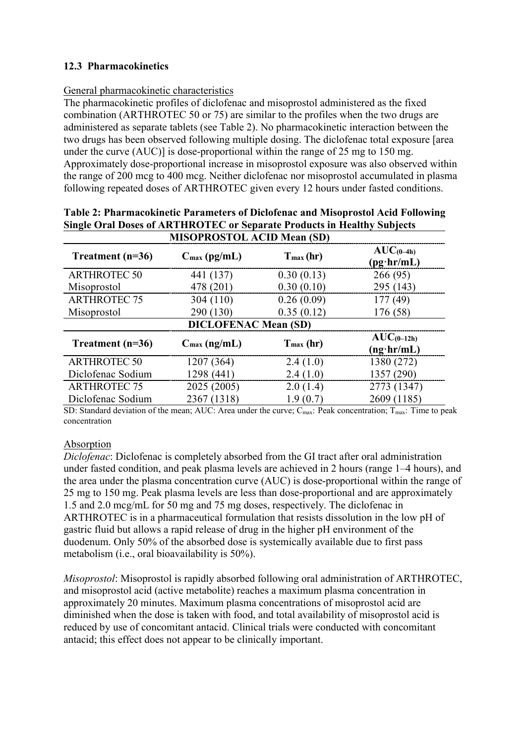### 12.3 Pharmacokinetics

General pharmacokinetic characteristics

The pharmacokinetic profiles of diclofenac and misoprostol administered as the fixed combination (ARTHROTEC 50 or 75) are similar to the profiles when the two drugs are administered as separate tablets (see Table 2). No pharmacokinetic interaction between the two drugs has been observed following multiple dosing. The diclofenac total exposure [area under the curve (AUC)] is dose-proportional within the range of 25 mg to 150 mg. Approximately dose-proportional increase in misoprostol exposure was also observed within the range of 200 mcg to 400 mcg. Neither diclofenac nor misoprostol accumulated in plasma following repeated doses of ARTHROTEC given every 12 hours under fasted conditions.

**Table 2: Pharmacokinetic Parameters of Diclofenac and Misoprostol Acid Following Single Oral Doses of ARTHROTEC or Separate Products in Healthy Subjects**

| MISOPROSTOL ACID Mean (SD) | | | |
|---|---|---|---|
| **Treatment (n=36)** | **$C_{max}$ (pg/mL)** | **$T_{max}$ (hr)** | **$AUC_{(0–4h)}$ (pg·hr/mL)** |
| ARTHROTEC 50 | 441 (137) | 0.30 (0.13) | 266 (95) |
| Misoprostol | 478 (201) | 0.30 (0.10) | 295 (143) |
| ARTHROTEC 75 | 304 (110) | 0.26 (0.09) | 177 (49) |
| Misoprostol | 290 (130) | 0.35 (0.12) | 176 (58) |
| **DICLOFENAC Mean (SD)** | | | |
| **Treatment (n=36)** | **$C_{max}$ (ng/mL)** | **$T_{max}$ (hr)** | **$AUC_{(0–12h)}$ (ng·hr/mL)** |
| ARTHROTEC 50 | 1207 (364) | 2.4 (1.0) | 1380 (272) |
| Diclofenac Sodium | 1298 (441) | 2.4 (1.0) | 1357 (290) |
| ARTHROTEC 75 | 2025 (2005) | 2.0 (1.4) | 2773 (1347) |
| Diclofenac Sodium | 2367 (1318) | 1.9 (0.7) | 2609 (1185) |

SD: Standard deviation of the mean; AUC: Area under the curve; $C_{max}$: Peak concentration; $T_{max}$: Time to peak concentration

Absorption

*Diclofenac*: Diclofenac is completely absorbed from the GI tract after oral administration under fasted condition, and peak plasma levels are achieved in 2 hours (range 1–4 hours), and the area under the plasma concentration curve (AUC) is dose-proportional within the range of 25 mg to 150 mg. Peak plasma levels are less than dose-proportional and are approximately 1.5 and 2.0 mcg/mL for 50 mg and 75 mg doses, respectively. The diclofenac in ARTHROTEC is in a pharmaceutical formulation that resists dissolution in the low pH of gastric fluid but allows a rapid release of drug in the higher pH environment of the duodenum. Only 50% of the absorbed dose is systemically available due to first pass metabolism (i.e., oral bioavailability is 50%).

*Misoprostol*: Misoprostol is rapidly absorbed following oral administration of ARTHROTEC, and misoprostol acid (active metabolite) reaches a maximum plasma concentration in approximately 20 minutes. Maximum plasma concentrations of misoprostol acid are diminished when the dose is taken with food, and total availability of misoprostol acid is reduced by use of concomitant antacid. Clinical trials were conducted with concomitant antacid; this effect does not appear to be clinically important.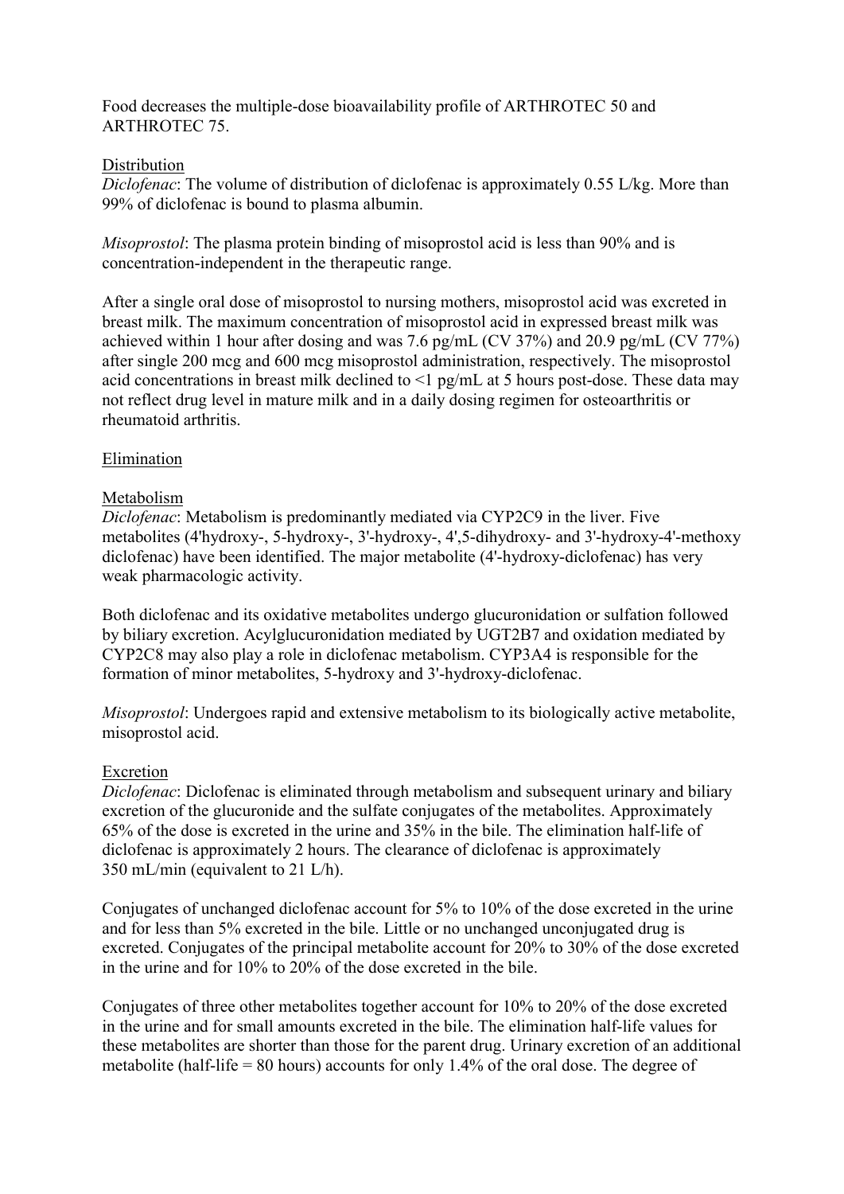Food decreases the multiple-dose bioavailability profile of ARTHROTEC 50 and ARTHROTEC 75.

Distribution

*Diclofenac*: The volume of distribution of diclofenac is approximately 0.55 L/kg. More than 99% of diclofenac is bound to plasma albumin.

*Misoprostol*: The plasma protein binding of misoprostol acid is less than 90% and is concentration-independent in the therapeutic range.

After a single oral dose of misoprostol to nursing mothers, misoprostol acid was excreted in breast milk. The maximum concentration of misoprostol acid in expressed breast milk was achieved within 1 hour after dosing and was 7.6 pg/mL (CV 37%) and 20.9 pg/mL (CV 77%) after single 200 mcg and 600 mcg misoprostol administration, respectively. The misoprostol acid concentrations in breast milk declined to <1 pg/mL at 5 hours post-dose. These data may not reflect drug level in mature milk and in a daily dosing regimen for osteoarthritis or rheumatoid arthritis.

Elimination

Metabolism

*Diclofenac*: Metabolism is predominantly mediated via CYP2C9 in the liver. Five metabolites (4'hydroxy-, 5-hydroxy-, 3'-hydroxy-, 4',5-dihydroxy- and 3'-hydroxy-4'-methoxy diclofenac) have been identified. The major metabolite (4'-hydroxy-diclofenac) has very weak pharmacologic activity.

Both diclofenac and its oxidative metabolites undergo glucuronidation or sulfation followed by biliary excretion. Acylglucuronidation mediated by UGT2B7 and oxidation mediated by CYP2C8 may also play a role in diclofenac metabolism. CYP3A4 is responsible for the formation of minor metabolites, 5-hydroxy and 3'-hydroxy-diclofenac.

*Misoprostol*: Undergoes rapid and extensive metabolism to its biologically active metabolite, misoprostol acid.

Excretion

*Diclofenac*: Diclofenac is eliminated through metabolism and subsequent urinary and biliary excretion of the glucuronide and the sulfate conjugates of the metabolites. Approximately 65% of the dose is excreted in the urine and 35% in the bile. The elimination half-life of diclofenac is approximately 2 hours. The clearance of diclofenac is approximately 350 mL/min (equivalent to 21 L/h).

Conjugates of unchanged diclofenac account for 5% to 10% of the dose excreted in the urine and for less than 5% excreted in the bile. Little or no unchanged unconjugated drug is excreted. Conjugates of the principal metabolite account for 20% to 30% of the dose excreted in the urine and for 10% to 20% of the dose excreted in the bile.

Conjugates of three other metabolites together account for 10% to 20% of the dose excreted in the urine and for small amounts excreted in the bile. The elimination half-life values for these metabolites are shorter than those for the parent drug. Urinary excretion of an additional metabolite (half-life = 80 hours) accounts for only 1.4% of the oral dose. The degree of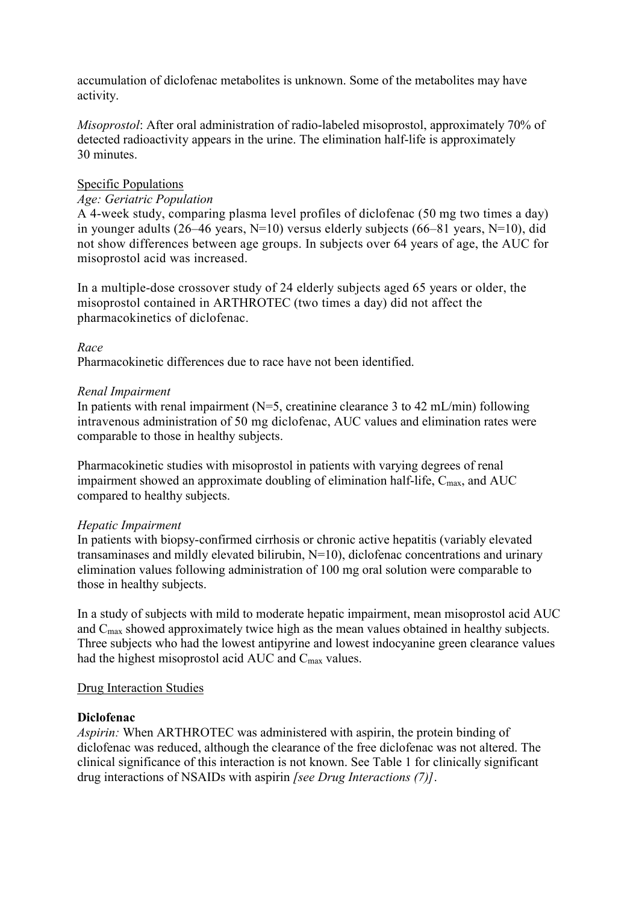accumulation of diclofenac metabolites is unknown. Some of the metabolites may have activity.

*Misoprostol*: After oral administration of radio-labeled misoprostol, approximately 70% of detected radioactivity appears in the urine. The elimination half-life is approximately 30 minutes.

Specific Populations

*Age: Geriatric Population*

A 4-week study, comparing plasma level profiles of diclofenac (50 mg two times a day) in younger adults (26–46 years, N=10) versus elderly subjects (66–81 years, N=10), did not show differences between age groups. In subjects over 64 years of age, the AUC for misoprostol acid was increased.

In a multiple-dose crossover study of 24 elderly subjects aged 65 years or older, the misoprostol contained in ARTHROTEC (two times a day) did not affect the pharmacokinetics of diclofenac.

*Race*

Pharmacokinetic differences due to race have not been identified.

*Renal Impairment*

In patients with renal impairment (N=5, creatinine clearance 3 to 42 mL/min) following intravenous administration of 50 mg diclofenac, AUC values and elimination rates were comparable to those in healthy subjects.

Pharmacokinetic studies with misoprostol in patients with varying degrees of renal impairment showed an approximate doubling of elimination half-life, $C_{max}$, and AUC compared to healthy subjects.

*Hepatic Impairment*

In patients with biopsy-confirmed cirrhosis or chronic active hepatitis (variably elevated transaminases and mildly elevated bilirubin, N=10), diclofenac concentrations and urinary elimination values following administration of 100 mg oral solution were comparable to those in healthy subjects.

In a study of subjects with mild to moderate hepatic impairment, mean misoprostol acid AUC and $C_{max}$ showed approximately twice high as the mean values obtained in healthy subjects. Three subjects who had the lowest antipyrine and lowest indocyanine green clearance values had the highest misoprostol acid AUC and $C_{max}$ values.

Drug Interaction Studies

**Diclofenac**

*Aspirin:* When ARTHROTEC was administered with aspirin, the protein binding of diclofenac was reduced, although the clearance of the free diclofenac was not altered. The clinical significance of this interaction is not known. See Table 1 for clinically significant drug interactions of NSAIDs with aspirin *[see Drug Interactions (7)]*.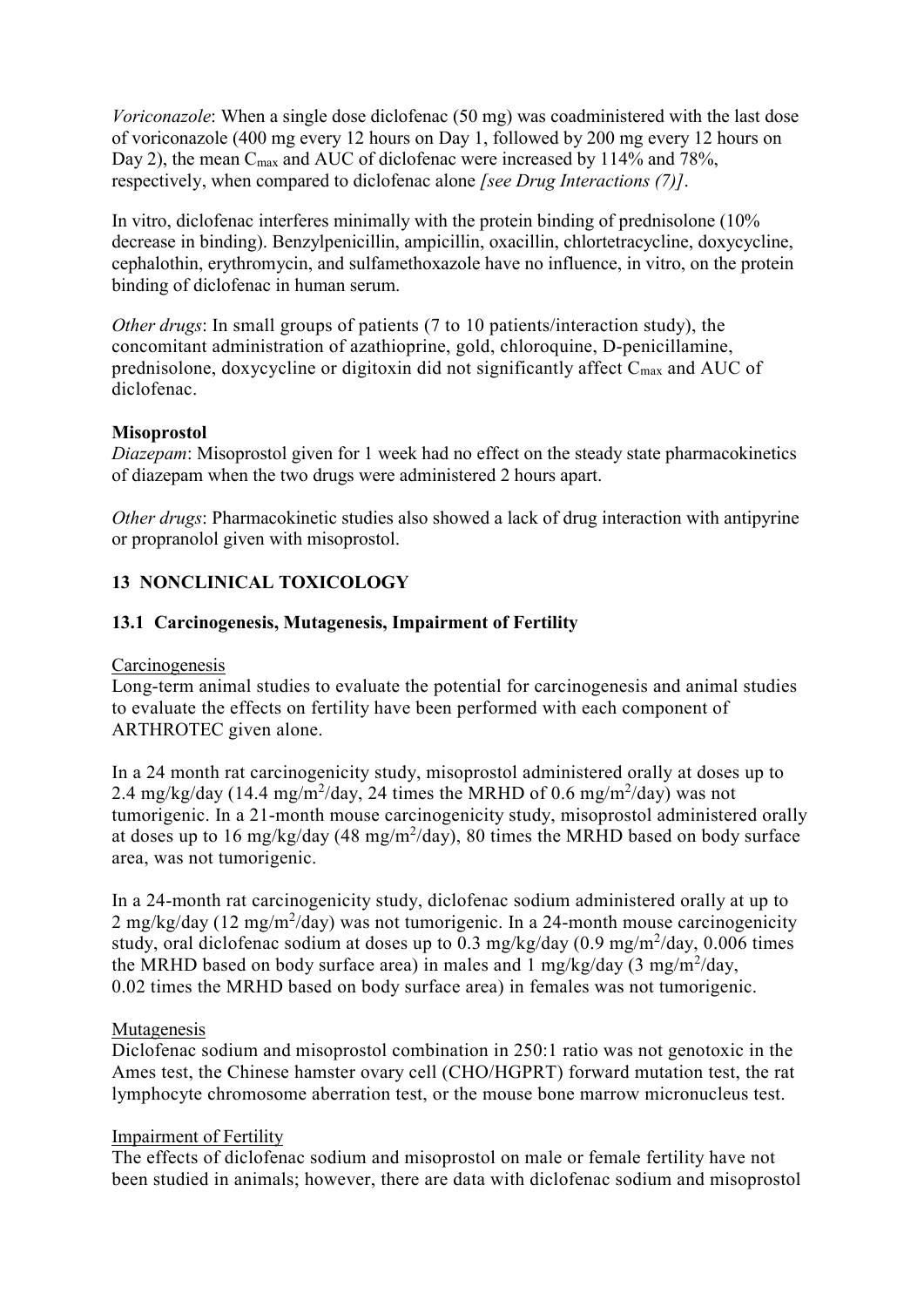*Voriconazole*: When a single dose diclofenac (50 mg) was coadministered with the last dose of voriconazole (400 mg every 12 hours on Day 1, followed by 200 mg every 12 hours on Day 2), the mean $C_{max}$ and AUC of diclofenac were increased by 114% and 78%, respectively, when compared to diclofenac alone *[see Drug Interactions (7)]*.

In vitro, diclofenac interferes minimally with the protein binding of prednisolone (10% decrease in binding). Benzylpenicillin, ampicillin, oxacillin, chlortetracycline, doxycycline, cephalothin, erythromycin, and sulfamethoxazole have no influence, in vitro, on the protein binding of diclofenac in human serum.

*Other drugs*: In small groups of patients (7 to 10 patients/interaction study), the concomitant administration of azathioprine, gold, chloroquine, D-penicillamine, prednisolone, doxycycline or digitoxin did not significantly affect $C_{max}$ and AUC of diclofenac.

**Misoprostol**

*Diazepam*: Misoprostol given for 1 week had no effect on the steady state pharmacokinetics of diazepam when the two drugs were administered 2 hours apart.

*Other drugs*: Pharmacokinetic studies also showed a lack of drug interaction with antipyrine or propranolol given with misoprostol.

## 13 NONCLINICAL TOXICOLOGY

### 13.1 Carcinogenesis, Mutagenesis, Impairment of Fertility

Carcinogenesis

Long-term animal studies to evaluate the potential for carcinogenesis and animal studies to evaluate the effects on fertility have been performed with each component of ARTHROTEC given alone.

In a 24 month rat carcinogenicity study, misoprostol administered orally at doses up to 2.4 mg/kg/day (14.4 mg/m$^2$/day, 24 times the MRHD of 0.6 mg/m$^2$/day) was not tumorigenic. In a 21-month mouse carcinogenicity study, misoprostol administered orally at doses up to 16 mg/kg/day (48 mg/m$^2$/day), 80 times the MRHD based on body surface area, was not tumorigenic.

In a 24-month rat carcinogenicity study, diclofenac sodium administered orally at up to 2 mg/kg/day (12 mg/m$^2$/day) was not tumorigenic. In a 24-month mouse carcinogenicity study, oral diclofenac sodium at doses up to 0.3 mg/kg/day (0.9 mg/m$^2$/day, 0.006 times the MRHD based on body surface area) in males and 1 mg/kg/day (3 mg/m$^2$/day, 0.02 times the MRHD based on body surface area) in females was not tumorigenic.

Mutagenesis

Diclofenac sodium and misoprostol combination in 250:1 ratio was not genotoxic in the Ames test, the Chinese hamster ovary cell (CHO/HGPRT) forward mutation test, the rat lymphocyte chromosome aberration test, or the mouse bone marrow micronucleus test.

Impairment of Fertility

The effects of diclofenac sodium and misoprostol on male or female fertility have not been studied in animals; however, there are data with diclofenac sodium and misoprostol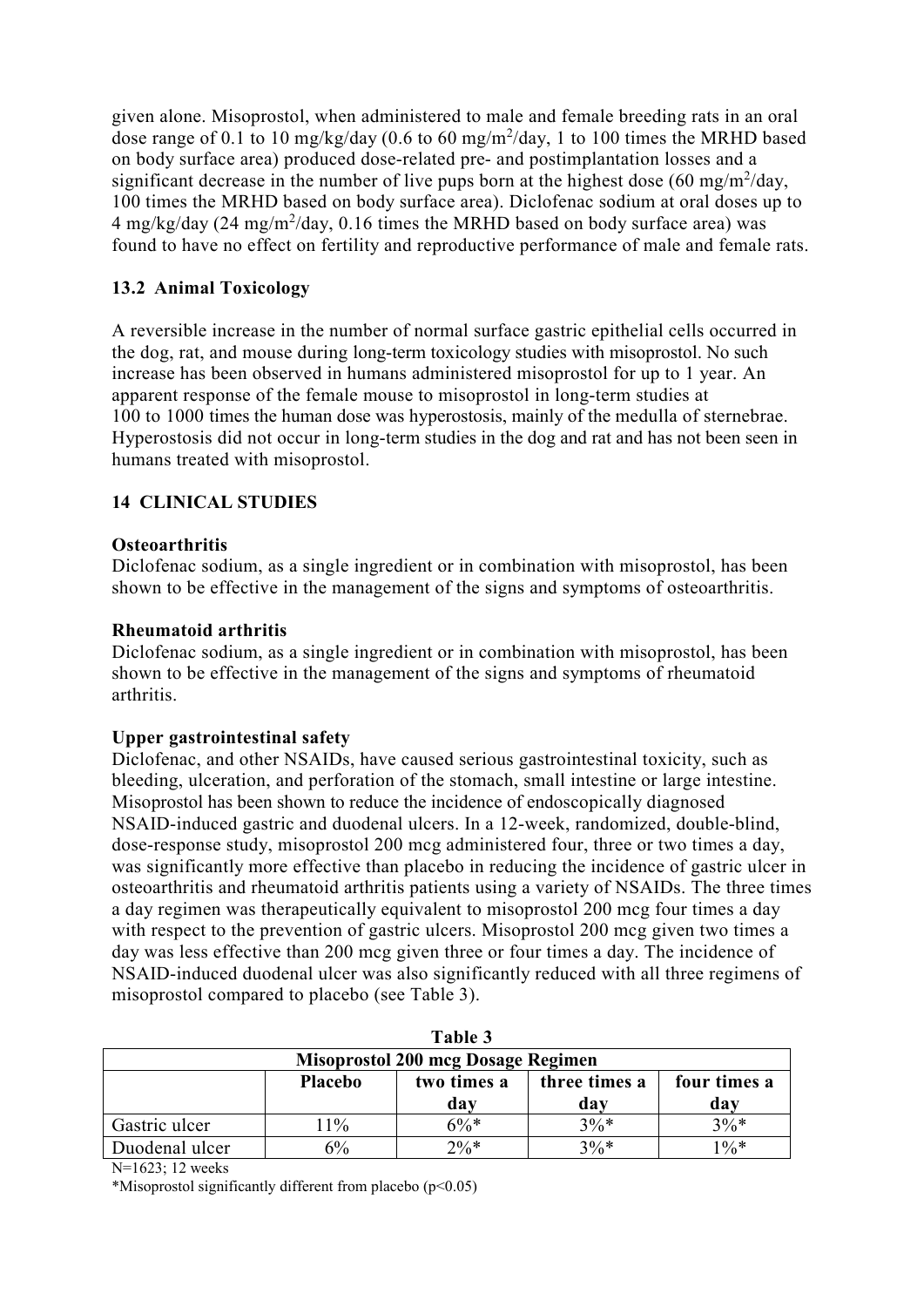given alone. Misoprostol, when administered to male and female breeding rats in an oral dose range of 0.1 to 10 mg/kg/day (0.6 to 60 mg/m$^2$/day, 1 to 100 times the MRHD based on body surface area) produced dose-related pre- and postimplantation losses and a significant decrease in the number of live pups born at the highest dose (60 mg/m$^2$/day, 100 times the MRHD based on body surface area). Diclofenac sodium at oral doses up to 4 mg/kg/day (24 mg/m$^2$/day, 0.16 times the MRHD based on body surface area) was found to have no effect on fertility and reproductive performance of male and female rats.

### 13.2 Animal Toxicology

A reversible increase in the number of normal surface gastric epithelial cells occurred in the dog, rat, and mouse during long-term toxicology studies with misoprostol. No such increase has been observed in humans administered misoprostol for up to 1 year. An apparent response of the female mouse to misoprostol in long-term studies at 100 to 1000 times the human dose was hyperostosis, mainly of the medulla of sternebrae. Hyperostosis did not occur in long-term studies in the dog and rat and has not been seen in humans treated with misoprostol.

## 14 CLINICAL STUDIES

**Osteoarthritis**

Diclofenac sodium, as a single ingredient or in combination with misoprostol, has been shown to be effective in the management of the signs and symptoms of osteoarthritis.

**Rheumatoid arthritis**

Diclofenac sodium, as a single ingredient or in combination with misoprostol, has been shown to be effective in the management of the signs and symptoms of rheumatoid arthritis.

**Upper gastrointestinal safety**

Diclofenac, and other NSAIDs, have caused serious gastrointestinal toxicity, such as bleeding, ulceration, and perforation of the stomach, small intestine or large intestine. Misoprostol has been shown to reduce the incidence of endoscopically diagnosed NSAID-induced gastric and duodenal ulcers. In a 12-week, randomized, double-blind, dose-response study, misoprostol 200 mcg administered four, three or two times a day, was significantly more effective than placebo in reducing the incidence of gastric ulcer in osteoarthritis and rheumatoid arthritis patients using a variety of NSAIDs. The three times a day regimen was therapeutically equivalent to misoprostol 200 mcg four times a day with respect to the prevention of gastric ulcers. Misoprostol 200 mcg given two times a day was less effective than 200 mcg given three or four times a day. The incidence of NSAID-induced duodenal ulcer was also significantly reduced with all three regimens of misoprostol compared to placebo (see Table 3).

**Table 3**

| Misoprostol 200 mcg Dosage Regimen | | | | |
|---|---|---|---|---|
| | Placebo | two times a day | three times a day | four times a day |
| Gastric ulcer | 11% | 6%* | 3%* | 3%* |
| Duodenal ulcer | 6% | 2%* | 3%* | 1%* |

N=1623; 12 weeks

*Misoprostol significantly different from placebo ($p<0.05$)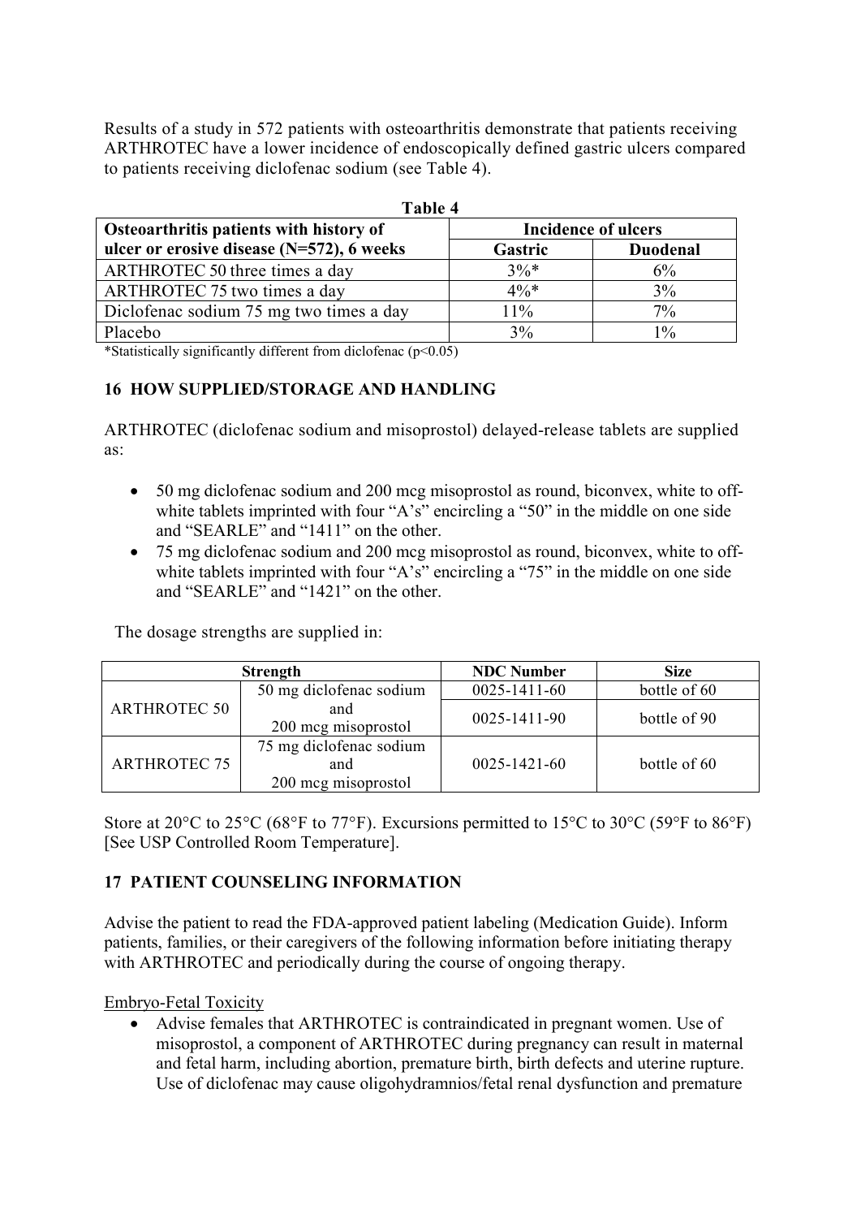Results of a study in 572 patients with osteoarthritis demonstrate that patients receiving ARTHROTEC have a lower incidence of endoscopically defined gastric ulcers compared to patients receiving diclofenac sodium (see Table 4).

**Table 4**

| Osteoarthritis patients with history of ulcer or erosive disease (N=572), 6 weeks | Incidence of ulcers | |
|---|---|---|
| | **Gastric** | **Duodenal** |
| ARTHROTEC 50 three times a day | 3%* | 6% |
| ARTHROTEC 75 two times a day | 4%* | 3% |
| Diclofenac sodium 75 mg two times a day | 11% | 7% |
| Placebo | 3% | 1% |

*Statistically significantly different from diclofenac ($p<0.05$)

## 16 HOW SUPPLIED/STORAGE AND HANDLING

ARTHROTEC (diclofenac sodium and misoprostol) delayed-release tablets are supplied as:

- 50 mg diclofenac sodium and 200 mcg misoprostol as round, biconvex, white to off-white tablets imprinted with four "A's" encircling a "50" in the middle on one side and "SEARLE" and "1411" on the other.
- 75 mg diclofenac sodium and 200 mcg misoprostol as round, biconvex, white to off-white tablets imprinted with four "A's" encircling a "75" in the middle on one side and "SEARLE" and "1421" on the other.

The dosage strengths are supplied in:

| Strength | | NDC Number | Size |
|---|---|---|---|
| ARTHROTEC 50 | 50 mg diclofenac sodium and 200 mcg misoprostol | 0025-1411-60 | bottle of 60 |
| | | 0025-1411-90 | bottle of 90 |
| ARTHROTEC 75 | 75 mg diclofenac sodium and 200 mcg misoprostol | 0025-1421-60 | bottle of 60 |

Store at 20°C to 25°C (68°F to 77°F). Excursions permitted to 15°C to 30°C (59°F to 86°F) [See USP Controlled Room Temperature].

## 17 PATIENT COUNSELING INFORMATION

Advise the patient to read the FDA-approved patient labeling (Medication Guide). Inform patients, families, or their caregivers of the following information before initiating therapy with ARTHROTEC and periodically during the course of ongoing therapy.

Embryo-Fetal Toxicity

- Advise females that ARTHROTEC is contraindicated in pregnant women. Use of misoprostol, a component of ARTHROTEC during pregnancy can result in maternal and fetal harm, including abortion, premature birth, birth defects and uterine rupture. Use of diclofenac may cause oligohydramnios/fetal renal dysfunction and premature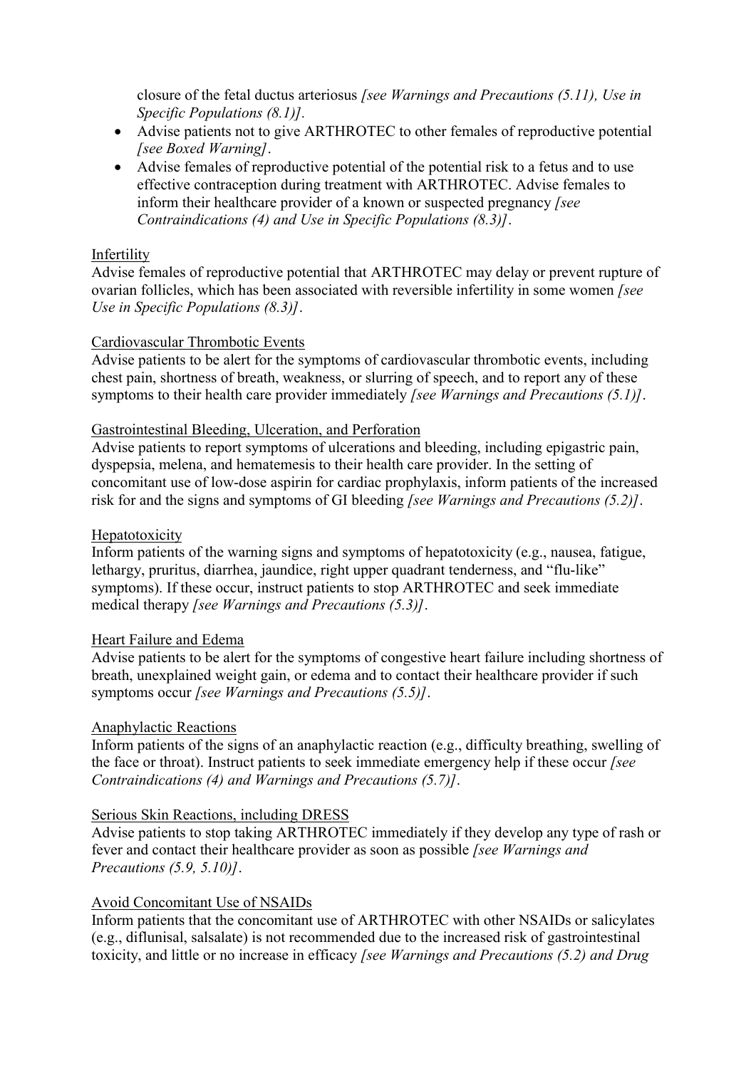closure of the fetal ductus arteriosus *[see Warnings and Precautions (5.11), Use in Specific Populations (8.1)]*.

- Advise patients not to give ARTHROTEC to other females of reproductive potential *[see Boxed Warning]*.
- Advise females of reproductive potential of the potential risk to a fetus and to use effective contraception during treatment with ARTHROTEC. Advise females to inform their healthcare provider of a known or suspected pregnancy *[see Contraindications (4) and Use in Specific Populations (8.3)]*.

Infertility

Advise females of reproductive potential that ARTHROTEC may delay or prevent rupture of ovarian follicles, which has been associated with reversible infertility in some women *[see Use in Specific Populations (8.3)]*.

Cardiovascular Thrombotic Events

Advise patients to be alert for the symptoms of cardiovascular thrombotic events, including chest pain, shortness of breath, weakness, or slurring of speech, and to report any of these symptoms to their health care provider immediately *[see Warnings and Precautions (5.1)]*.

Gastrointestinal Bleeding, Ulceration, and Perforation

Advise patients to report symptoms of ulcerations and bleeding, including epigastric pain, dyspepsia, melena, and hematemesis to their health care provider. In the setting of concomitant use of low-dose aspirin for cardiac prophylaxis, inform patients of the increased risk for and the signs and symptoms of GI bleeding *[see Warnings and Precautions (5.2)]*.

Hepatotoxicity

Inform patients of the warning signs and symptoms of hepatotoxicity (e.g., nausea, fatigue, lethargy, pruritus, diarrhea, jaundice, right upper quadrant tenderness, and "flu-like" symptoms). If these occur, instruct patients to stop ARTHROTEC and seek immediate medical therapy *[see Warnings and Precautions (5.3)]*.

Heart Failure and Edema

Advise patients to be alert for the symptoms of congestive heart failure including shortness of breath, unexplained weight gain, or edema and to contact their healthcare provider if such symptoms occur *[see Warnings and Precautions (5.5)]*.

Anaphylactic Reactions

Inform patients of the signs of an anaphylactic reaction (e.g., difficulty breathing, swelling of the face or throat). Instruct patients to seek immediate emergency help if these occur *[see Contraindications (4) and Warnings and Precautions (5.7)]*.

Serious Skin Reactions, including DRESS

Advise patients to stop taking ARTHROTEC immediately if they develop any type of rash or fever and contact their healthcare provider as soon as possible *[see Warnings and Precautions (5.9, 5.10)]*.

Avoid Concomitant Use of NSAIDs

Inform patients that the concomitant use of ARTHROTEC with other NSAIDs or salicylates (e.g., diflunisal, salsalate) is not recommended due to the increased risk of gastrointestinal toxicity, and little or no increase in efficacy *[see Warnings and Precautions (5.2) and Drug*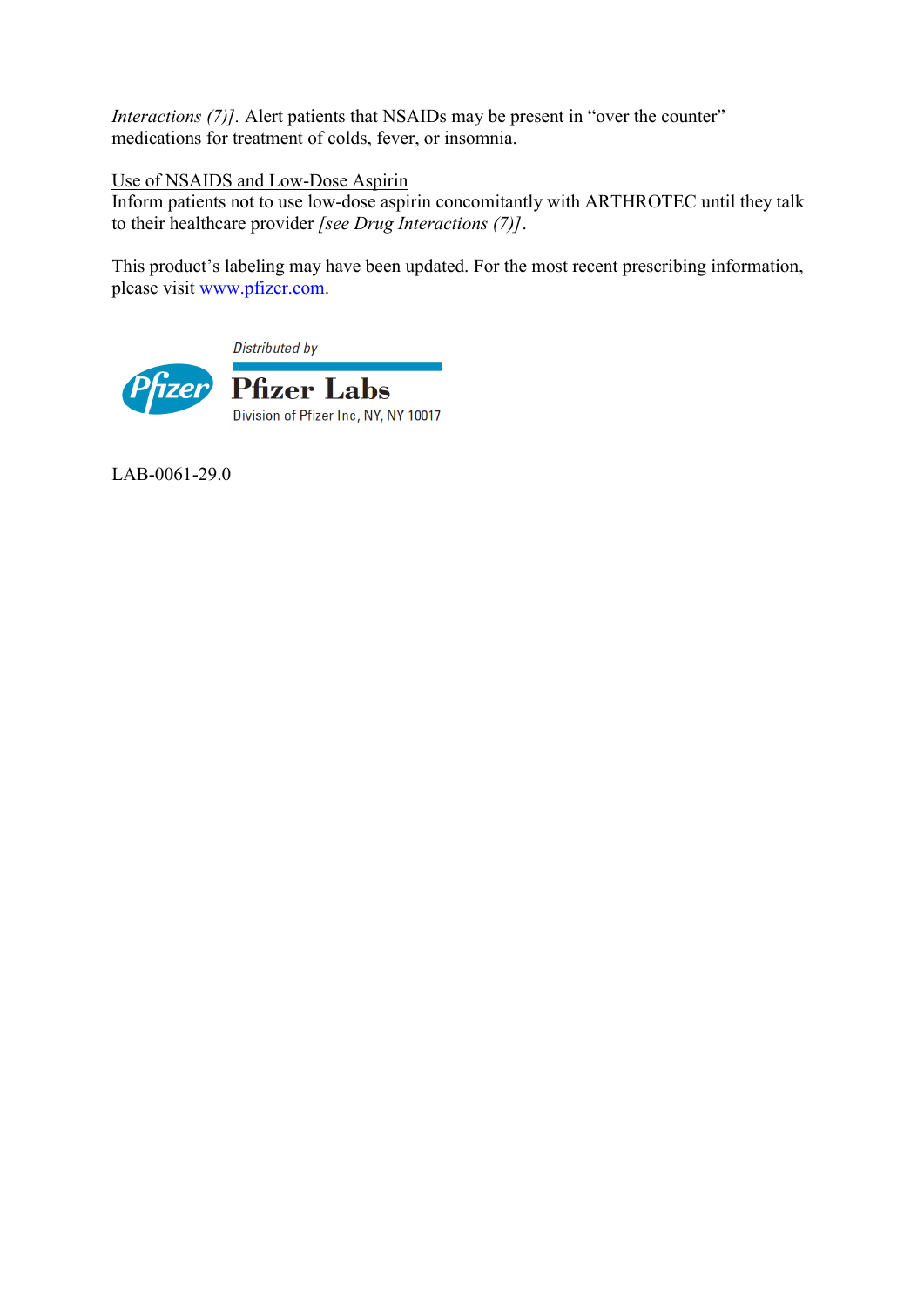*Interactions (7)].* Alert patients that NSAIDs may be present in "over the counter" medications for treatment of colds, fever, or insomnia.

Use of NSAIDS and Low-Dose Aspirin

Inform patients not to use low-dose aspirin concomitantly with ARTHROTEC until they talk to their healthcare provider *[see Drug Interactions (7)]*.

This product's labeling may have been updated. For the most recent prescribing information, please visit www.pfizer.com.

Distributed by

Pfizer Labs

Division of Pfizer Inc, NY, NY 10017

LAB-0061-29.0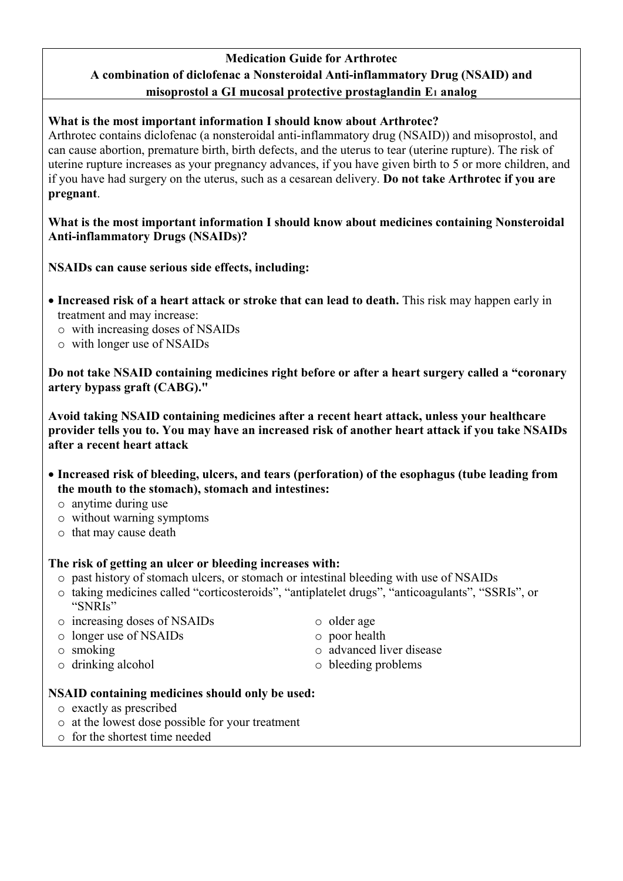# Medication Guide for Arthrotec

## A combination of diclofenac a Nonsteroidal Anti-inflammatory Drug (NSAID) and misoprostol a GI mucosal protective prostaglandin $E_1$ analog

**What is the most important information I should know about Arthrotec?**

Arthrotec contains diclofenac (a nonsteroidal anti-inflammatory drug (NSAID)) and misoprostol, and can cause abortion, premature birth, birth defects, and the uterus to tear (uterine rupture). The risk of uterine rupture increases as your pregnancy advances, if you have given birth to 5 or more children, and if you have had surgery on the uterus, such as a cesarean delivery. **Do not take Arthrotec if you are pregnant**.

**What is the most important information I should know about medicines containing Nonsteroidal Anti-inflammatory Drugs (NSAIDs)?**

**NSAIDs can cause serious side effects, including:**

- **Increased risk of a heart attack or stroke that can lead to death.** This risk may happen early in treatment and may increase:
  - with increasing doses of NSAIDs
  - with longer use of NSAIDs

**Do not take NSAID containing medicines right before or after a heart surgery called a "coronary artery bypass graft (CABG)."**

**Avoid taking NSAID containing medicines after a recent heart attack, unless your healthcare provider tells you to. You may have an increased risk of another heart attack if you take NSAIDs after a recent heart attack**

- **Increased risk of bleeding, ulcers, and tears (perforation) of the esophagus (tube leading from the mouth to the stomach), stomach and intestines:**
  - anytime during use
  - without warning symptoms
  - that may cause death

**The risk of getting an ulcer or bleeding increases with:**

- past history of stomach ulcers, or stomach or intestinal bleeding with use of NSAIDs
- taking medicines called "corticosteroids", "antiplatelet drugs", "anticoagulants", "SSRIs", or "SNRIs"
- increasing doses of NSAIDs
- longer use of NSAIDs
- smoking
- drinking alcohol
- older age
- poor health
- advanced liver disease
- bleeding problems

**NSAID containing medicines should only be used:**

- exactly as prescribed
- at the lowest dose possible for your treatment
- for the shortest time needed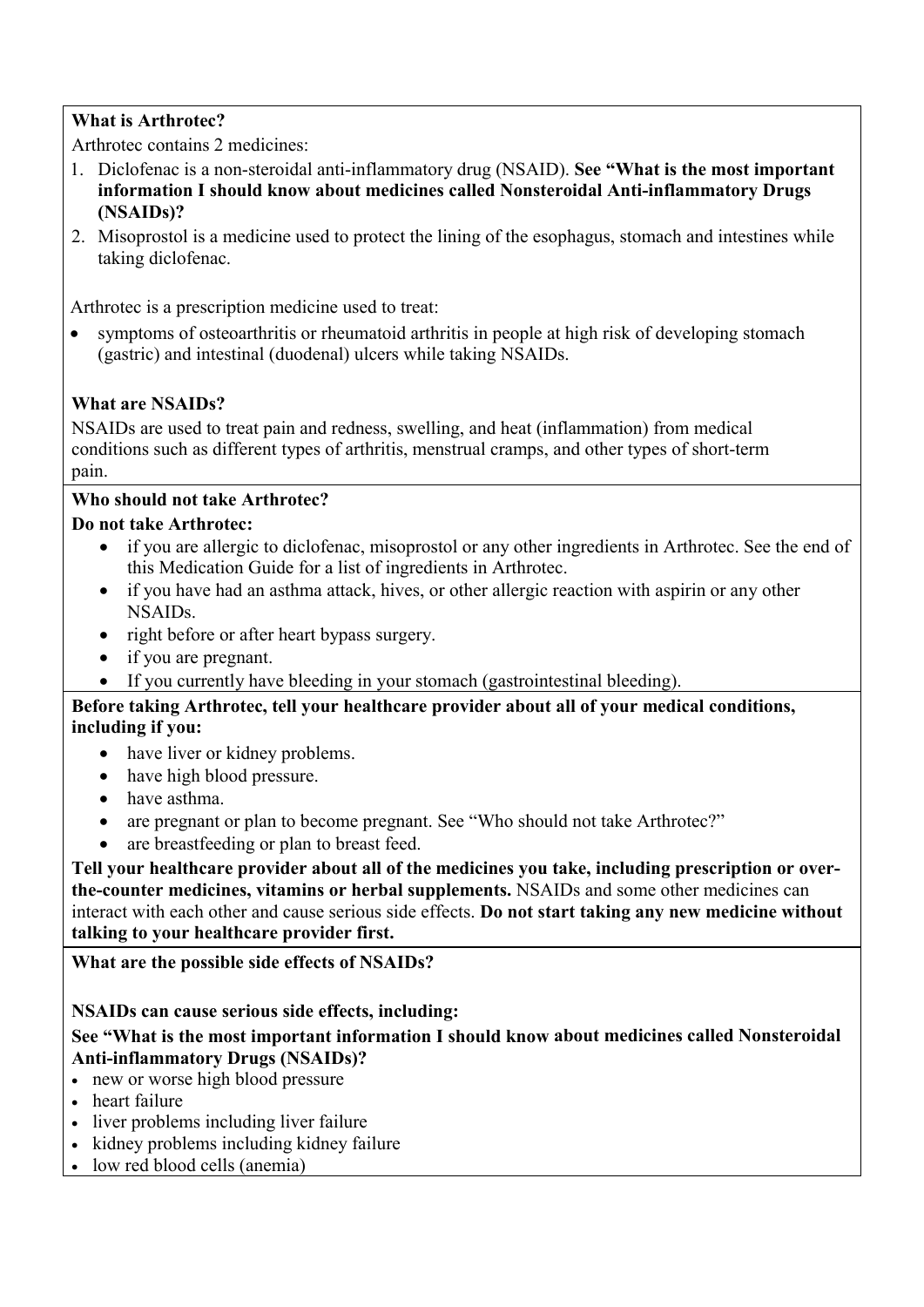**What is Arthrotec?**

Arthrotec contains 2 medicines:

1. Diclofenac is a non-steroidal anti-inflammatory drug (NSAID). **See "What is the most important information I should know about medicines called Nonsteroidal Anti-inflammatory Drugs (NSAIDs)?**
2. Misoprostol is a medicine used to protect the lining of the esophagus, stomach and intestines while taking diclofenac.

Arthrotec is a prescription medicine used to treat:

- symptoms of osteoarthritis or rheumatoid arthritis in people at high risk of developing stomach (gastric) and intestinal (duodenal) ulcers while taking NSAIDs.

**What are NSAIDs?**

NSAIDs are used to treat pain and redness, swelling, and heat (inflammation) from medical conditions such as different types of arthritis, menstrual cramps, and other types of short-term pain.

**Who should not take Arthrotec?**

**Do not take Arthrotec:**

- if you are allergic to diclofenac, misoprostol or any other ingredients in Arthrotec. See the end of this Medication Guide for a list of ingredients in Arthrotec.
- if you have had an asthma attack, hives, or other allergic reaction with aspirin or any other NSAIDs.
- right before or after heart bypass surgery.
- if you are pregnant.
- If you currently have bleeding in your stomach (gastrointestinal bleeding).

**Before taking Arthrotec, tell your healthcare provider about all of your medical conditions, including if you:**

- have liver or kidney problems.
- have high blood pressure.
- have asthma.
- are pregnant or plan to become pregnant. See "Who should not take Arthrotec?"
- are breastfeeding or plan to breast feed.

**Tell your healthcare provider about all of the medicines you take, including prescription or over-the-counter medicines, vitamins or herbal supplements.** NSAIDs and some other medicines can interact with each other and cause serious side effects. **Do not start taking any new medicine without talking to your healthcare provider first.**

**What are the possible side effects of NSAIDs?**

**NSAIDs can cause serious side effects, including:**

**See "What is the most important information I should know about medicines called Nonsteroidal Anti-inflammatory Drugs (NSAIDs)?**

- new or worse high blood pressure
- heart failure
- liver problems including liver failure
- kidney problems including kidney failure
- low red blood cells (anemia)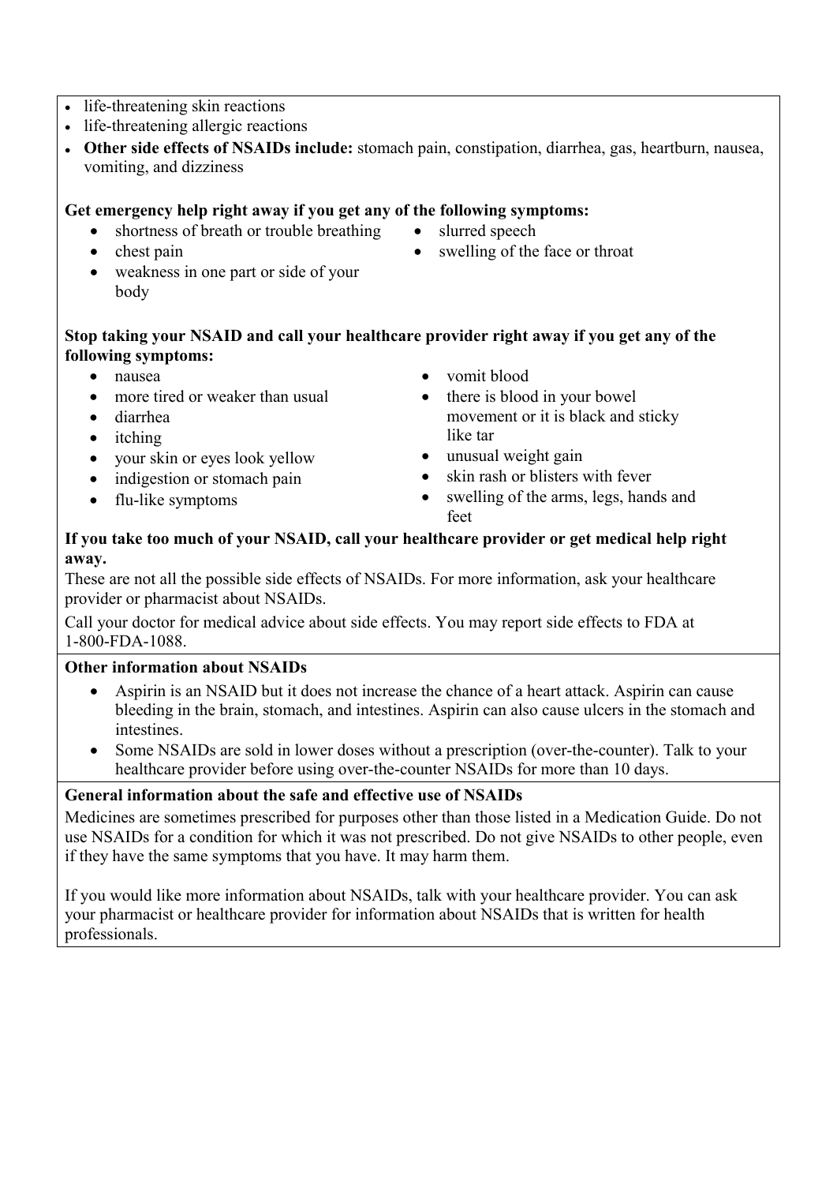- life-threatening skin reactions
- life-threatening allergic reactions
- **Other side effects of NSAIDs include:** stomach pain, constipation, diarrhea, gas, heartburn, nausea, vomiting, and dizziness

**Get emergency help right away if you get any of the following symptoms:**

- shortness of breath or trouble breathing
- chest pain
- weakness in one part or side of your body
- slurred speech
- swelling of the face or throat

**Stop taking your NSAID and call your healthcare provider right away if you get any of the following symptoms:**

- nausea
- more tired or weaker than usual
- diarrhea
- itching
- your skin or eyes look yellow
- indigestion or stomach pain
- flu-like symptoms
- vomit blood
- there is blood in your bowel movement or it is black and sticky like tar
- unusual weight gain
- skin rash or blisters with fever
- swelling of the arms, legs, hands and feet

**If you take too much of your NSAID, call your healthcare provider or get medical help right away.**

These are not all the possible side effects of NSAIDs. For more information, ask your healthcare provider or pharmacist about NSAIDs.

Call your doctor for medical advice about side effects. You may report side effects to FDA at 1-800-FDA-1088.

**Other information about NSAIDs**

- Aspirin is an NSAID but it does not increase the chance of a heart attack. Aspirin can cause bleeding in the brain, stomach, and intestines. Aspirin can also cause ulcers in the stomach and intestines.
- Some NSAIDs are sold in lower doses without a prescription (over-the-counter). Talk to your healthcare provider before using over-the-counter NSAIDs for more than 10 days.

**General information about the safe and effective use of NSAIDs**

Medicines are sometimes prescribed for purposes other than those listed in a Medication Guide. Do not use NSAIDs for a condition for which it was not prescribed. Do not give NSAIDs to other people, even if they have the same symptoms that you have. It may harm them.

If you would like more information about NSAIDs, talk with your healthcare provider. You can ask your pharmacist or healthcare provider for information about NSAIDs that is written for health professionals.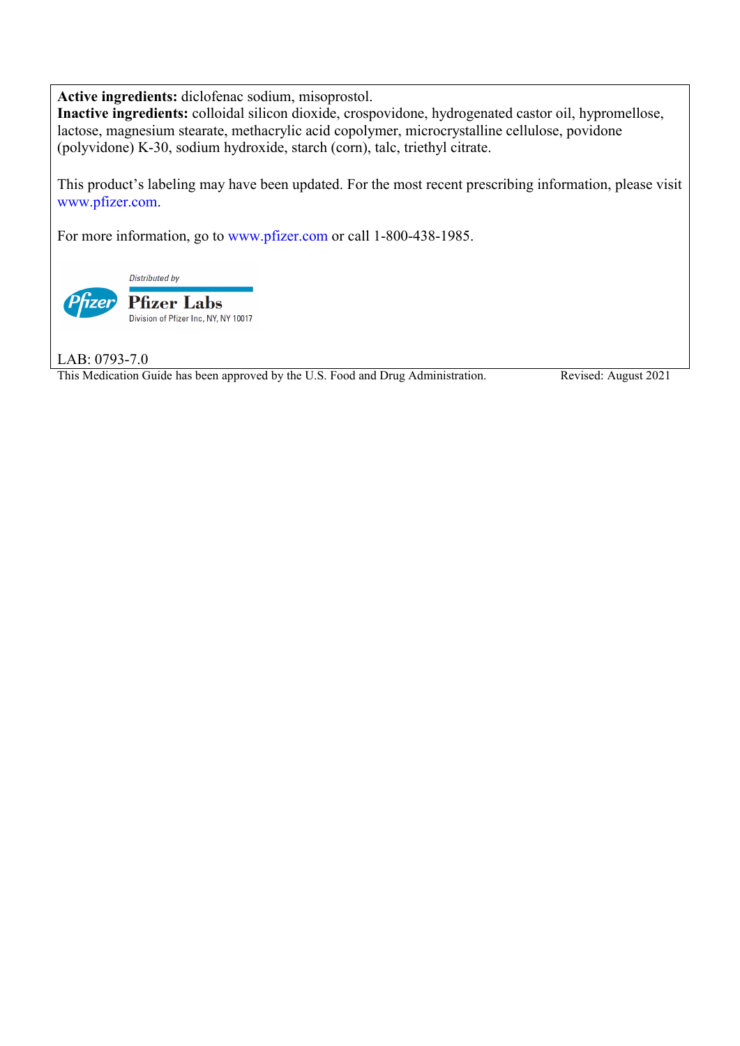**Active ingredients:** diclofenac sodium, misoprostol.
**Inactive ingredients:** colloidal silicon dioxide, crospovidone, hydrogenated castor oil, hypromellose, lactose, magnesium stearate, methacrylic acid copolymer, microcrystalline cellulose, povidone (polyvidone) K-30, sodium hydroxide, starch (corn), talc, triethyl citrate.

This product's labeling may have been updated. For the most recent prescribing information, please visit www.pfizer.com.

For more information, go to www.pfizer.com or call 1-800-438-1985.

Distributed by
Pfizer Labs
Division of Pfizer Inc, NY, NY 10017

LAB: 0793-7.0

This Medication Guide has been approved by the U.S. Food and Drug Administration. Revised: August 2021